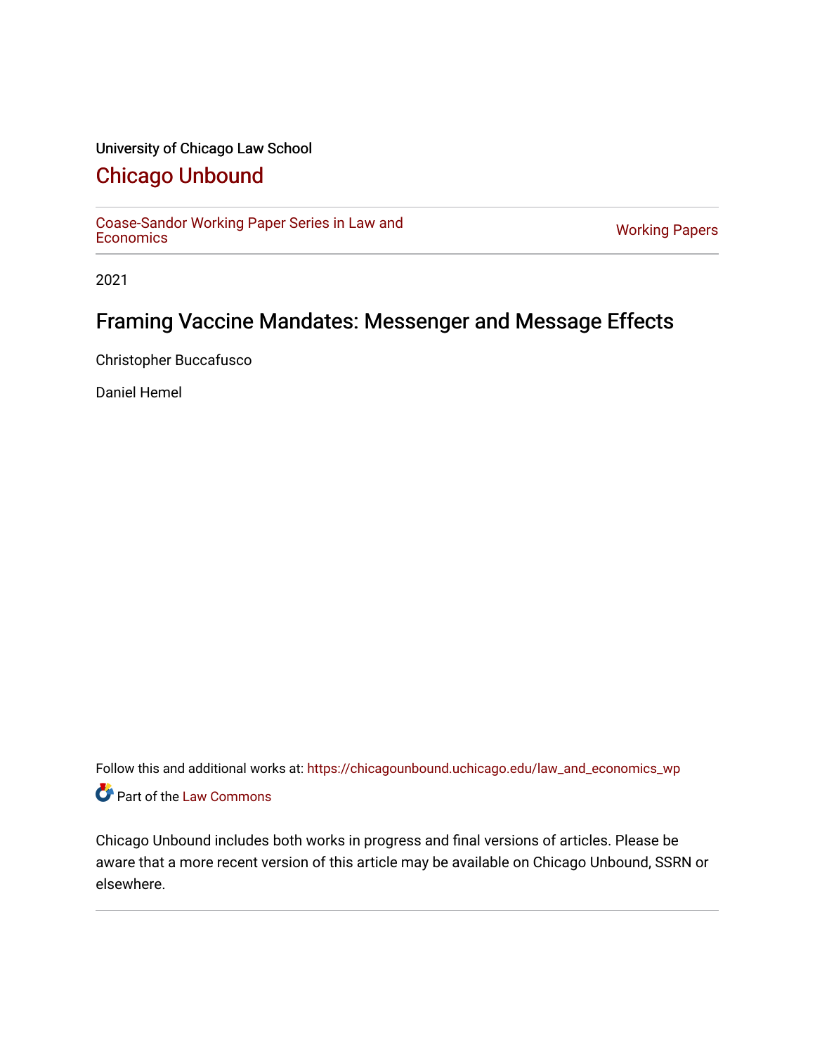University of Chicago Law School

# Chicago Unbound

Coase-Sandor Working Paper Series in Law and Economics | Working Papers

2021

## Framing Vaccine Mandates: Messenger and Message Effects

Christopher Buccafusco

Daniel Hemel

Follow this and additional works at: https://chicagounbound.uchicago.edu/law_and_economics_wp

Part of the Law Commons

Chicago Unbound includes both works in progress and final versions of articles. Please be aware that a more recent version of this article may be available on Chicago Unbound, SSRN or elsewhere.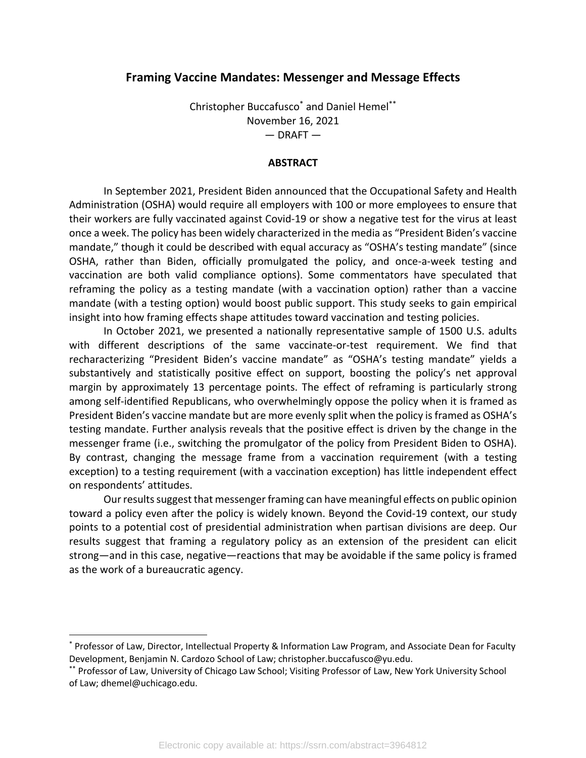## Framing Vaccine Mandates: Messenger and Message Effects

Christopher Buccafusco[*] and Daniel Hemel[**]
November 16, 2021
— DRAFT —

### ABSTRACT

In September 2021, President Biden announced that the Occupational Safety and Health Administration (OSHA) would require all employers with 100 or more employees to ensure that their workers are fully vaccinated against Covid-19 or show a negative test for the virus at least once a week. The policy has been widely characterized in the media as "President Biden's vaccine mandate," though it could be described with equal accuracy as "OSHA's testing mandate" (since OSHA, rather than Biden, officially promulgated the policy, and once-a-week testing and vaccination are both valid compliance options). Some commentators have speculated that reframing the policy as a testing mandate (with a vaccination option) rather than a vaccine mandate (with a testing option) would boost public support. This study seeks to gain empirical insight into how framing effects shape attitudes toward vaccination and testing policies.

In October 2021, we presented a nationally representative sample of 1500 U.S. adults with different descriptions of the same vaccinate-or-test requirement. We find that recharacterizing "President Biden's vaccine mandate" as "OSHA's testing mandate" yields a substantively and statistically positive effect on support, boosting the policy's net approval margin by approximately 13 percentage points. The effect of reframing is particularly strong among self-identified Republicans, who overwhelmingly oppose the policy when it is framed as President Biden's vaccine mandate but are more evenly split when the policy is framed as OSHA's testing mandate. Further analysis reveals that the positive effect is driven by the change in the messenger frame (i.e., switching the promulgator of the policy from President Biden to OSHA). By contrast, changing the message frame from a vaccination requirement (with a testing exception) to a testing requirement (with a vaccination exception) has little independent effect on respondents' attitudes.

Our results suggest that messenger framing can have meaningful effects on public opinion toward a policy even after the policy is widely known. Beyond the Covid-19 context, our study points to a potential cost of presidential administration when partisan divisions are deep. Our results suggest that framing a regulatory policy as an extension of the president can elicit strong—and in this case, negative—reactions that may be avoidable if the same policy is framed as the work of a bureaucratic agency.

---

[*] Professor of Law, Director, Intellectual Property & Information Law Program, and Associate Dean for Faculty Development, Benjamin N. Cardozo School of Law; christopher.buccafusco@yu.edu.

[**] Professor of Law, University of Chicago Law School; Visiting Professor of Law, New York University School of Law; dhemel@uchicago.edu.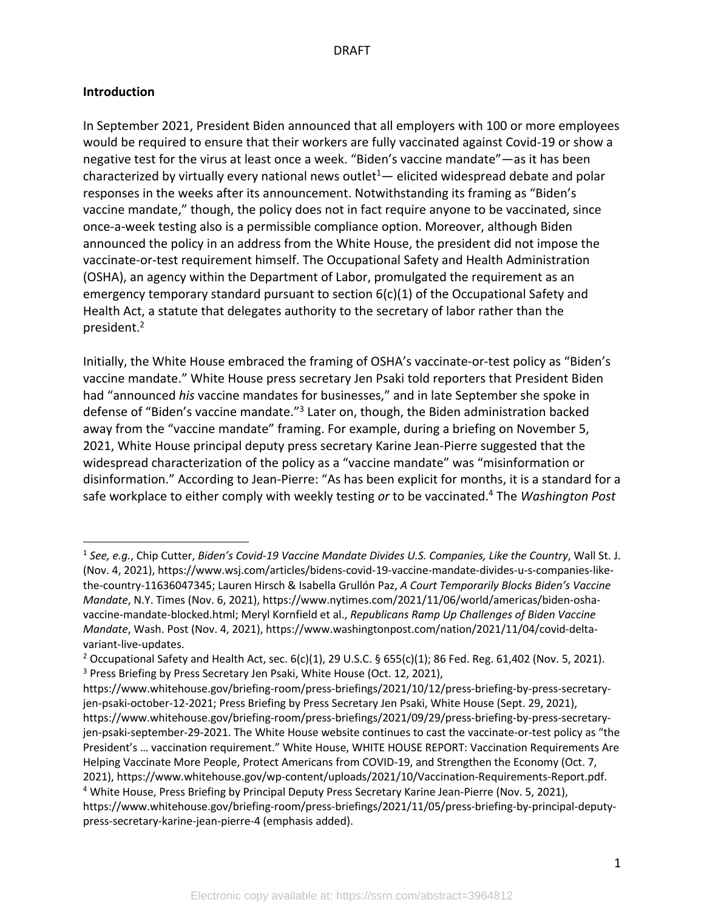DRAFT

**Introduction**

In September 2021, President Biden announced that all employers with 100 or more employees would be required to ensure that their workers are fully vaccinated against Covid-19 or show a negative test for the virus at least once a week. "Biden's vaccine mandate"—as it has been characterized by virtually every national news outlet[1]— elicited widespread debate and polar responses in the weeks after its announcement. Notwithstanding its framing as "Biden's vaccine mandate," though, the policy does not in fact require anyone to be vaccinated, since once-a-week testing also is a permissible compliance option. Moreover, although Biden announced the policy in an address from the White House, the president did not impose the vaccinate-or-test requirement himself. The Occupational Safety and Health Administration (OSHA), an agency within the Department of Labor, promulgated the requirement as an emergency temporary standard pursuant to section 6(c)(1) of the Occupational Safety and Health Act, a statute that delegates authority to the secretary of labor rather than the president.[2]

Initially, the White House embraced the framing of OSHA's vaccinate-or-test policy as "Biden's vaccine mandate." White House press secretary Jen Psaki told reporters that President Biden had "announced *his* vaccine mandates for businesses," and in late September she spoke in defense of "Biden's vaccine mandate."[3] Later on, though, the Biden administration backed away from the "vaccine mandate" framing. For example, during a briefing on November 5, 2021, White House principal deputy press secretary Karine Jean-Pierre suggested that the widespread characterization of the policy as a "vaccine mandate" was "misinformation or disinformation." According to Jean-Pierre: "As has been explicit for months, it is a standard for a safe workplace to either comply with weekly testing *or* to be vaccinated.[4] The *Washington Post*

---

[1] *See, e.g.*, Chip Cutter, *Biden's Covid-19 Vaccine Mandate Divides U.S. Companies, Like the Country*, Wall St. J. (Nov. 4, 2021), https://www.wsj.com/articles/bidens-covid-19-vaccine-mandate-divides-u-s-companies-like-the-country-11636047345; Lauren Hirsch & Isabella Grullón Paz, *A Court Temporarily Blocks Biden's Vaccine Mandate*, N.Y. Times (Nov. 6, 2021), https://www.nytimes.com/2021/11/06/world/americas/biden-osha-vaccine-mandate-blocked.html; Meryl Kornfield et al., *Republicans Ramp Up Challenges of Biden Vaccine Mandate*, Wash. Post (Nov. 4, 2021), https://www.washingtonpost.com/nation/2021/11/04/covid-delta-variant-live-updates.

[2] Occupational Safety and Health Act, sec. 6(c)(1), 29 U.S.C. § 655(c)(1); 86 Fed. Reg. 61,402 (Nov. 5, 2021).

[3] Press Briefing by Press Secretary Jen Psaki, White House (Oct. 12, 2021), https://www.whitehouse.gov/briefing-room/press-briefings/2021/10/12/press-briefing-by-press-secretary-jen-psaki-october-12-2021; Press Briefing by Press Secretary Jen Psaki, White House (Sept. 29, 2021), https://www.whitehouse.gov/briefing-room/press-briefings/2021/09/29/press-briefing-by-press-secretary-jen-psaki-september-29-2021. The White House website continues to cast the vaccinate-or-test policy as "the President's … vaccination requirement." White House, WHITE HOUSE REPORT: Vaccination Requirements Are Helping Vaccinate More People, Protect Americans from COVID-19, and Strengthen the Economy (Oct. 7, 2021), https://www.whitehouse.gov/wp-content/uploads/2021/10/Vaccination-Requirements-Report.pdf.

[4] White House, Press Briefing by Principal Deputy Press Secretary Karine Jean-Pierre (Nov. 5, 2021), https://www.whitehouse.gov/briefing-room/press-briefings/2021/11/05/press-briefing-by-principal-deputy-press-secretary-karine-jean-pierre-4 (emphasis added).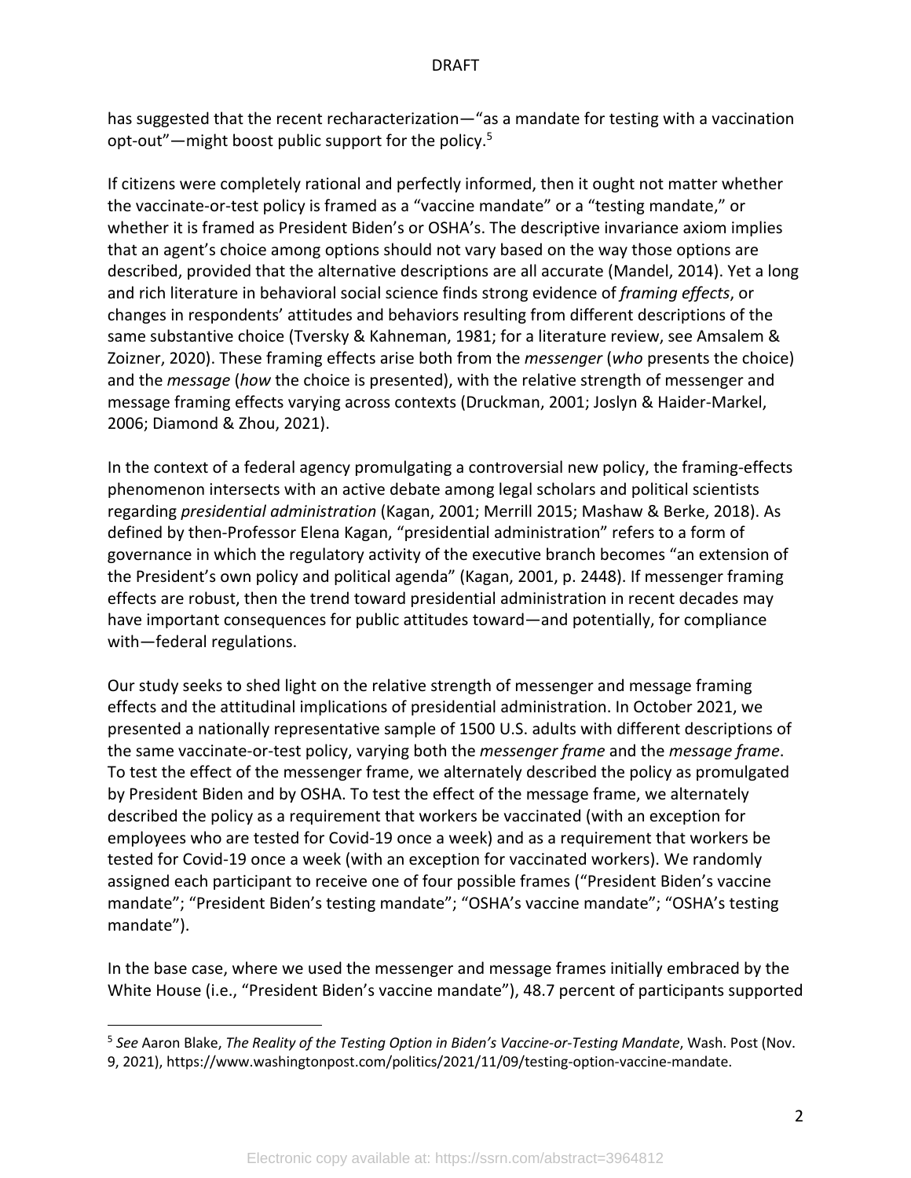has suggested that the recent recharacterization—"as a mandate for testing with a vaccination opt-out"—might boost public support for the policy.[5]

If citizens were completely rational and perfectly informed, then it ought not matter whether the vaccinate-or-test policy is framed as a "vaccine mandate" or a "testing mandate," or whether it is framed as President Biden's or OSHA's. The descriptive invariance axiom implies that an agent's choice among options should not vary based on the way those options are described, provided that the alternative descriptions are all accurate (Mandel, 2014). Yet a long and rich literature in behavioral social science finds strong evidence of *framing effects*, or changes in respondents' attitudes and behaviors resulting from different descriptions of the same substantive choice (Tversky & Kahneman, 1981; for a literature review, see Amsalem & Zoizner, 2020). These framing effects arise both from the *messenger* (*who* presents the choice) and the *message* (*how* the choice is presented), with the relative strength of messenger and message framing effects varying across contexts (Druckman, 2001; Joslyn & Haider-Markel, 2006; Diamond & Zhou, 2021).

In the context of a federal agency promulgating a controversial new policy, the framing-effects phenomenon intersects with an active debate among legal scholars and political scientists regarding *presidential administration* (Kagan, 2001; Merrill 2015; Mashaw & Berke, 2018). As defined by then-Professor Elena Kagan, "presidential administration" refers to a form of governance in which the regulatory activity of the executive branch becomes "an extension of the President's own policy and political agenda" (Kagan, 2001, p. 2448). If messenger framing effects are robust, then the trend toward presidential administration in recent decades may have important consequences for public attitudes toward—and potentially, for compliance with—federal regulations.

Our study seeks to shed light on the relative strength of messenger and message framing effects and the attitudinal implications of presidential administration. In October 2021, we presented a nationally representative sample of 1500 U.S. adults with different descriptions of the same vaccinate-or-test policy, varying both the *messenger frame* and the *message frame*. To test the effect of the messenger frame, we alternately described the policy as promulgated by President Biden and by OSHA. To test the effect of the message frame, we alternately described the policy as a requirement that workers be vaccinated (with an exception for employees who are tested for Covid-19 once a week) and as a requirement that workers be tested for Covid-19 once a week (with an exception for vaccinated workers). We randomly assigned each participant to receive one of four possible frames ("President Biden's vaccine mandate"; "President Biden's testing mandate"; "OSHA's vaccine mandate"; "OSHA's testing mandate").

In the base case, where we used the messenger and message frames initially embraced by the White House (i.e., "President Biden's vaccine mandate"), 48.7 percent of participants supported

[5] *See* Aaron Blake, *The Reality of the Testing Option in Biden's Vaccine-or-Testing Mandate*, Wash. Post (Nov. 9, 2021), https://www.washingtonpost.com/politics/2021/11/09/testing-option-vaccine-mandate.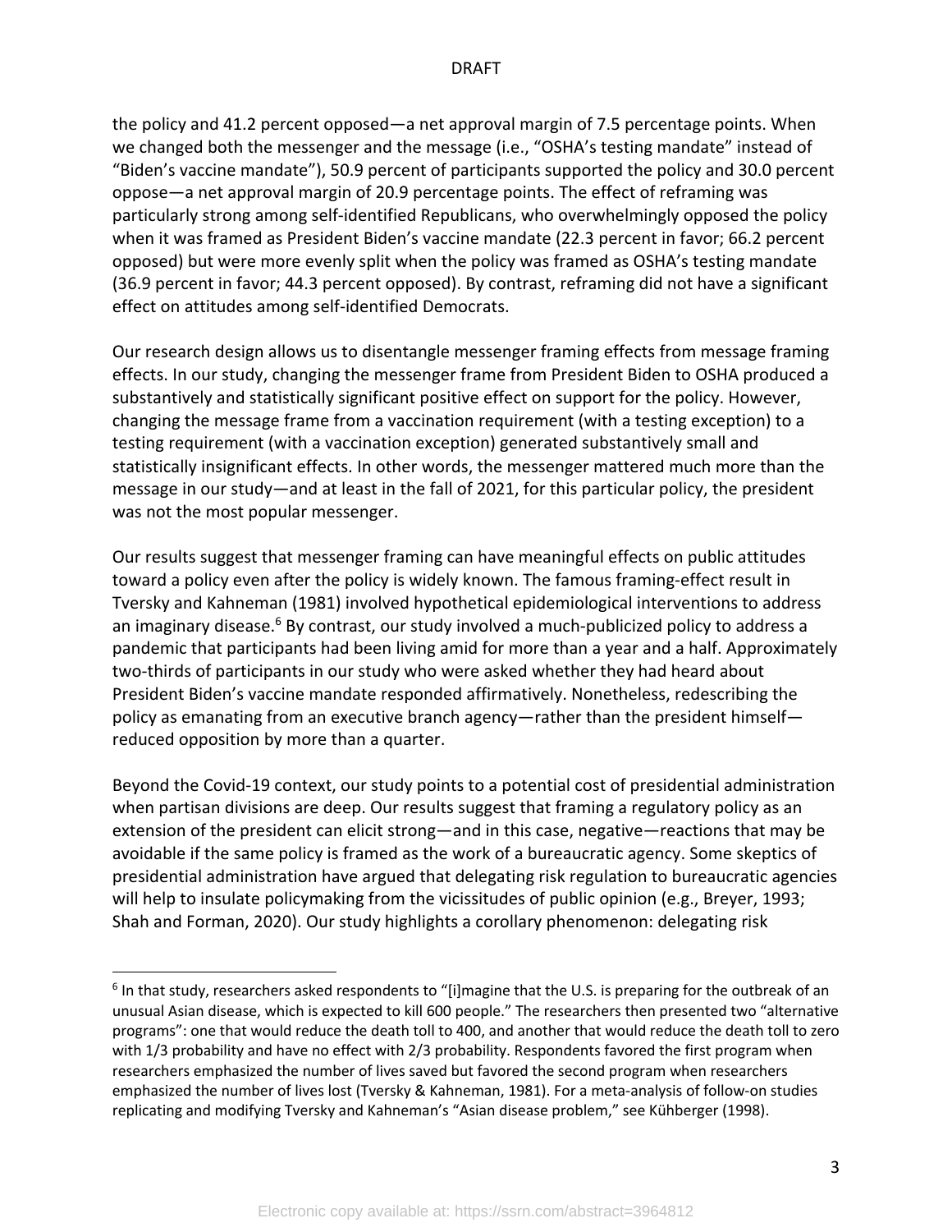the policy and 41.2 percent opposed—a net approval margin of 7.5 percentage points. When we changed both the messenger and the message (i.e., "OSHA's testing mandate" instead of "Biden's vaccine mandate"), 50.9 percent of participants supported the policy and 30.0 percent oppose—a net approval margin of 20.9 percentage points. The effect of reframing was particularly strong among self-identified Republicans, who overwhelmingly opposed the policy when it was framed as President Biden's vaccine mandate (22.3 percent in favor; 66.2 percent opposed) but were more evenly split when the policy was framed as OSHA's testing mandate (36.9 percent in favor; 44.3 percent opposed). By contrast, reframing did not have a significant effect on attitudes among self-identified Democrats.

Our research design allows us to disentangle messenger framing effects from message framing effects. In our study, changing the messenger frame from President Biden to OSHA produced a substantively and statistically significant positive effect on support for the policy. However, changing the message frame from a vaccination requirement (with a testing exception) to a testing requirement (with a vaccination exception) generated substantively small and statistically insignificant effects. In other words, the messenger mattered much more than the message in our study—and at least in the fall of 2021, for this particular policy, the president was not the most popular messenger.

Our results suggest that messenger framing can have meaningful effects on public attitudes toward a policy even after the policy is widely known. The famous framing-effect result in Tversky and Kahneman (1981) involved hypothetical epidemiological interventions to address an imaginary disease.[6] By contrast, our study involved a much-publicized policy to address a pandemic that participants had been living amid for more than a year and a half. Approximately two-thirds of participants in our study who were asked whether they had heard about President Biden's vaccine mandate responded affirmatively. Nonetheless, redescribing the policy as emanating from an executive branch agency—rather than the president himself—reduced opposition by more than a quarter.

Beyond the Covid-19 context, our study points to a potential cost of presidential administration when partisan divisions are deep. Our results suggest that framing a regulatory policy as an extension of the president can elicit strong—and in this case, negative—reactions that may be avoidable if the same policy is framed as the work of a bureaucratic agency. Some skeptics of presidential administration have argued that delegating risk regulation to bureaucratic agencies will help to insulate policymaking from the vicissitudes of public opinion (e.g., Breyer, 1993; Shah and Forman, 2020). Our study highlights a corollary phenomenon: delegating risk

[6] In that study, researchers asked respondents to "[i]magine that the U.S. is preparing for the outbreak of an unusual Asian disease, which is expected to kill 600 people." The researchers then presented two "alternative programs": one that would reduce the death toll to 400, and another that would reduce the death toll to zero with 1/3 probability and have no effect with 2/3 probability. Respondents favored the first program when researchers emphasized the number of lives saved but favored the second program when researchers emphasized the number of lives lost (Tversky & Kahneman, 1981). For a meta-analysis of follow-on studies replicating and modifying Tversky and Kahneman's "Asian disease problem," see Kühberger (1998).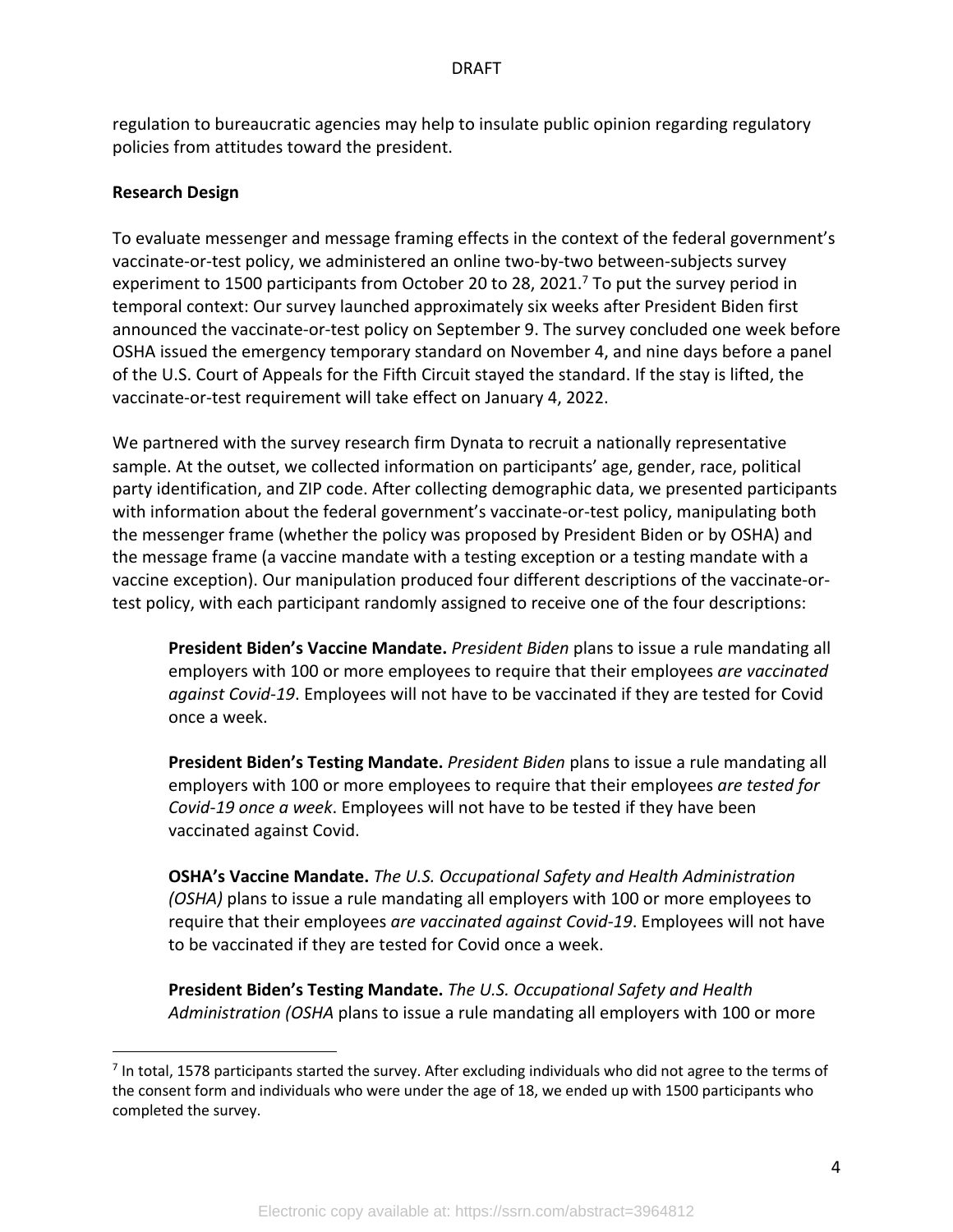regulation to bureaucratic agencies may help to insulate public opinion regarding regulatory policies from attitudes toward the president.

**Research Design**

To evaluate messenger and message framing effects in the context of the federal government's vaccinate-or-test policy, we administered an online two-by-two between-subjects survey experiment to 1500 participants from October 20 to 28, 2021.[7] To put the survey period in temporal context: Our survey launched approximately six weeks after President Biden first announced the vaccinate-or-test policy on September 9. The survey concluded one week before OSHA issued the emergency temporary standard on November 4, and nine days before a panel of the U.S. Court of Appeals for the Fifth Circuit stayed the standard. If the stay is lifted, the vaccinate-or-test requirement will take effect on January 4, 2022.

We partnered with the survey research firm Dynata to recruit a nationally representative sample. At the outset, we collected information on participants' age, gender, race, political party identification, and ZIP code. After collecting demographic data, we presented participants with information about the federal government's vaccinate-or-test policy, manipulating both the messenger frame (whether the policy was proposed by President Biden or by OSHA) and the message frame (a vaccine mandate with a testing exception or a testing mandate with a vaccine exception). Our manipulation produced four different descriptions of the vaccinate-or-test policy, with each participant randomly assigned to receive one of the four descriptions:

> **President Biden's Vaccine Mandate.** *President Biden* plans to issue a rule mandating all employers with 100 or more employees to require that their employees *are vaccinated against Covid-19*. Employees will not have to be vaccinated if they are tested for Covid once a week.
>
> **President Biden's Testing Mandate.** *President Biden* plans to issue a rule mandating all employers with 100 or more employees to require that their employees *are tested for Covid-19 once a week*. Employees will not have to be tested if they have been vaccinated against Covid.
>
> **OSHA's Vaccine Mandate.** *The U.S. Occupational Safety and Health Administration (OSHA)* plans to issue a rule mandating all employers with 100 or more employees to require that their employees *are vaccinated against Covid-19*. Employees will not have to be vaccinated if they are tested for Covid once a week.
>
> **President Biden's Testing Mandate.** *The U.S. Occupational Safety and Health Administration (OSHA* plans to issue a rule mandating all employers with 100 or more

[7] In total, 1578 participants started the survey. After excluding individuals who did not agree to the terms of the consent form and individuals who were under the age of 18, we ended up with 1500 participants who completed the survey.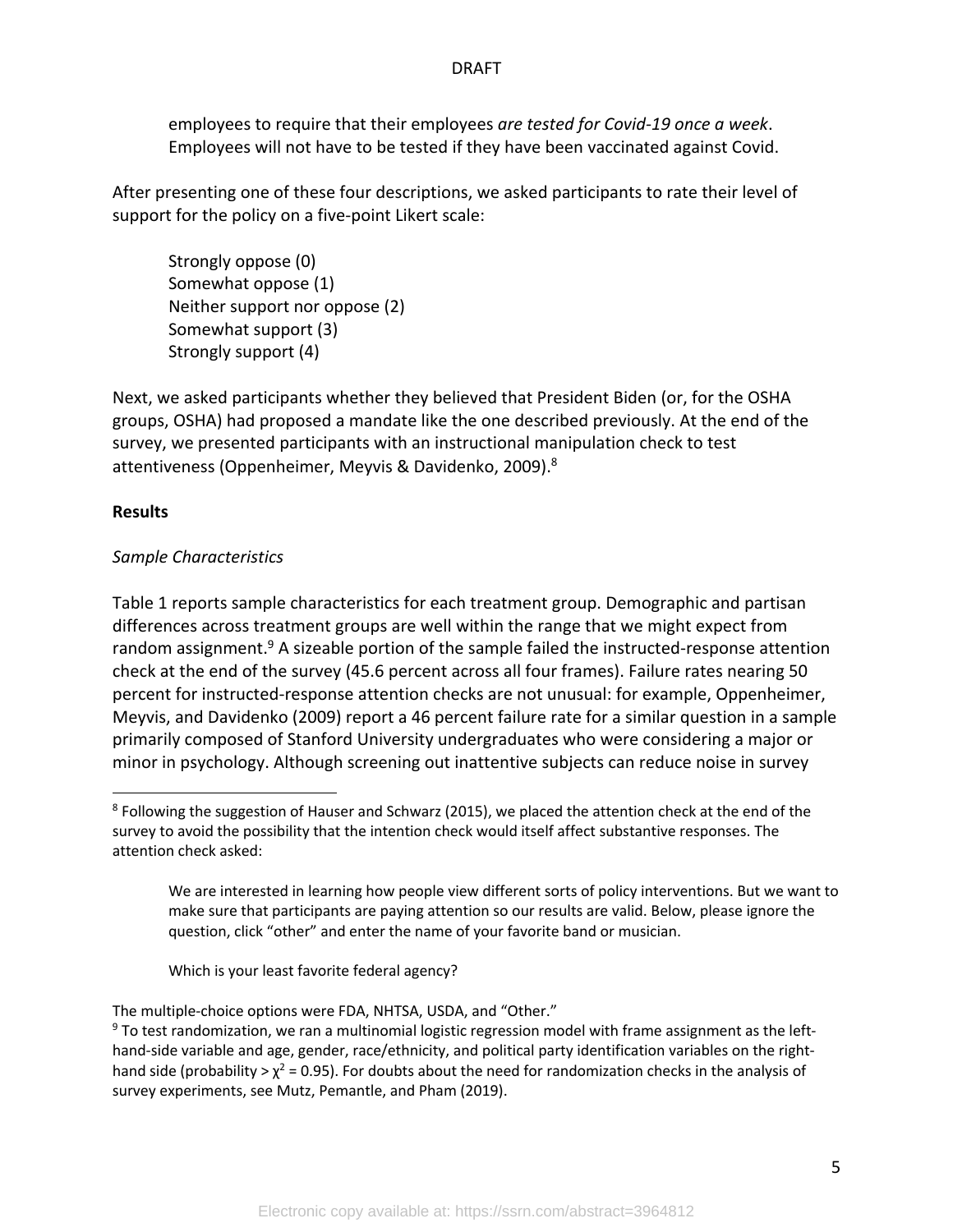employees to require that their employees *are tested for Covid-19 once a week*. Employees will not have to be tested if they have been vaccinated against Covid.

After presenting one of these four descriptions, we asked participants to rate their level of support for the policy on a five-point Likert scale:

> Strongly oppose (0)
> Somewhat oppose (1)
> Neither support nor oppose (2)
> Somewhat support (3)
> Strongly support (4)

Next, we asked participants whether they believed that President Biden (or, for the OSHA groups, OSHA) had proposed a mandate like the one described previously. At the end of the survey, we presented participants with an instructional manipulation check to test attentiveness (Oppenheimer, Meyvis & Davidenko, 2009).[8]

**Results**

*Sample Characteristics*

Table 1 reports sample characteristics for each treatment group. Demographic and partisan differences across treatment groups are well within the range that we might expect from random assignment.[9] A sizeable portion of the sample failed the instructed-response attention check at the end of the survey (45.6 percent across all four frames). Failure rates nearing 50 percent for instructed-response attention checks are not unusual: for example, Oppenheimer, Meyvis, and Davidenko (2009) report a 46 percent failure rate for a similar question in a sample primarily composed of Stanford University undergraduates who were considering a major or minor in psychology. Although screening out inattentive subjects can reduce noise in survey

---

[8] Following the suggestion of Hauser and Schwarz (2015), we placed the attention check at the end of the survey to avoid the possibility that the intention check would itself affect substantive responses. The attention check asked:

> We are interested in learning how people view different sorts of policy interventions. But we want to make sure that participants are paying attention so our results are valid. Below, please ignore the question, click "other" and enter the name of your favorite band or musician.
>
> Which is your least favorite federal agency?

The multiple-choice options were FDA, NHTSA, USDA, and "Other."

[9] To test randomization, we ran a multinomial logistic regression model with frame assignment as the left-hand-side variable and age, gender, race/ethnicity, and political party identification variables on the right-hand side (probability > $\chi^2$ = 0.95). For doubts about the need for randomization checks in the analysis of survey experiments, see Mutz, Pemantle, and Pham (2019).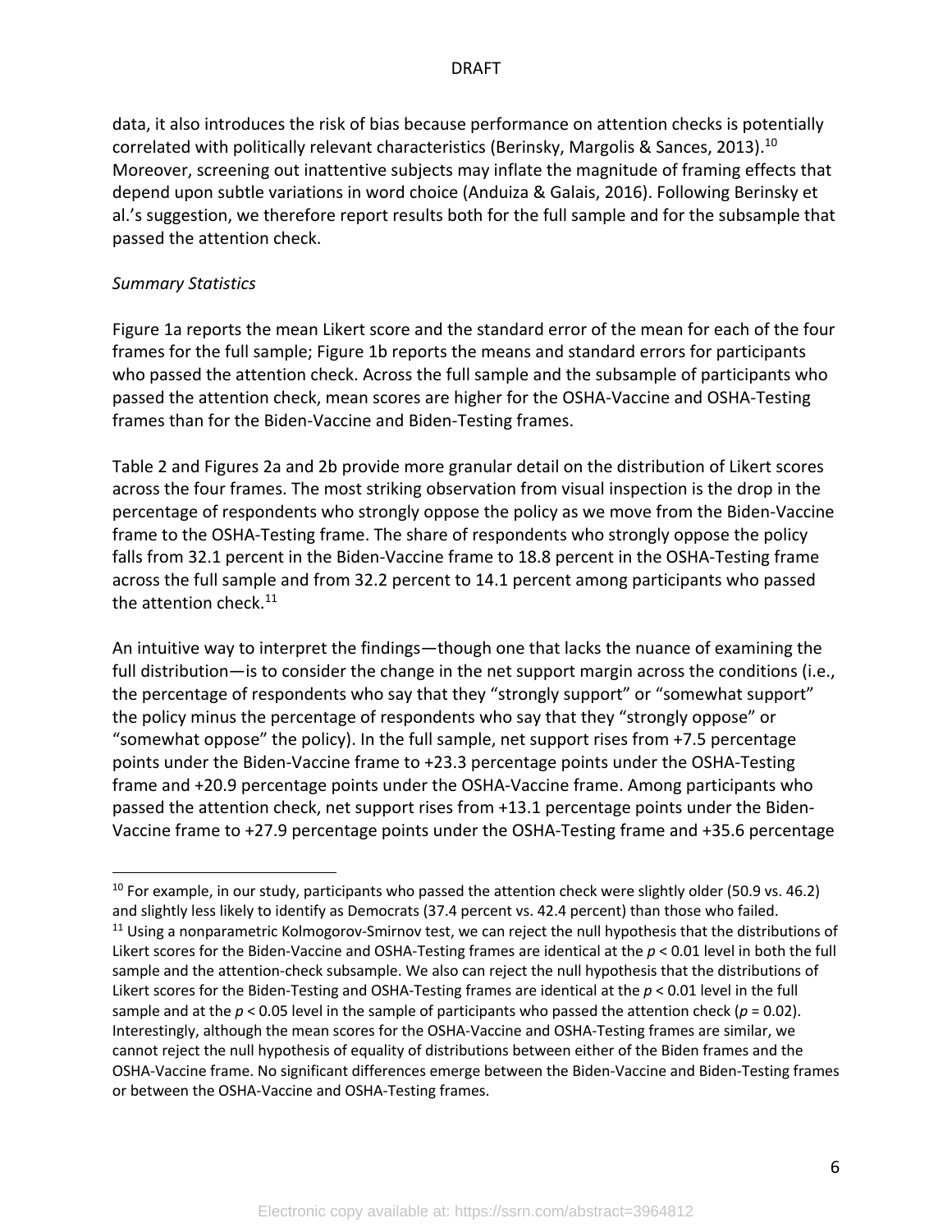data, it also introduces the risk of bias because performance on attention checks is potentially correlated with politically relevant characteristics (Berinsky, Margolis & Sances, 2013).[10] Moreover, screening out inattentive subjects may inflate the magnitude of framing effects that depend upon subtle variations in word choice (Anduiza & Galais, 2016). Following Berinsky et al.'s suggestion, we therefore report results both for the full sample and for the subsample that passed the attention check.

*Summary Statistics*

Figure 1a reports the mean Likert score and the standard error of the mean for each of the four frames for the full sample; Figure 1b reports the means and standard errors for participants who passed the attention check. Across the full sample and the subsample of participants who passed the attention check, mean scores are higher for the OSHA-Vaccine and OSHA-Testing frames than for the Biden-Vaccine and Biden-Testing frames.

Table 2 and Figures 2a and 2b provide more granular detail on the distribution of Likert scores across the four frames. The most striking observation from visual inspection is the drop in the percentage of respondents who strongly oppose the policy as we move from the Biden-Vaccine frame to the OSHA-Testing frame. The share of respondents who strongly oppose the policy falls from 32.1 percent in the Biden-Vaccine frame to 18.8 percent in the OSHA-Testing frame across the full sample and from 32.2 percent to 14.1 percent among participants who passed the attention check.[11]

An intuitive way to interpret the findings—though one that lacks the nuance of examining the full distribution—is to consider the change in the net support margin across the conditions (i.e., the percentage of respondents who say that they "strongly support" or "somewhat support" the policy minus the percentage of respondents who say that they "strongly oppose" or "somewhat oppose" the policy). In the full sample, net support rises from +7.5 percentage points under the Biden-Vaccine frame to +23.3 percentage points under the OSHA-Testing frame and +20.9 percentage points under the OSHA-Vaccine frame. Among participants who passed the attention check, net support rises from +13.1 percentage points under the Biden-Vaccine frame to +27.9 percentage points under the OSHA-Testing frame and +35.6 percentage

---

[10] For example, in our study, participants who passed the attention check were slightly older (50.9 vs. 46.2) and slightly less likely to identify as Democrats (37.4 percent vs. 42.4 percent) than those who failed.

[11] Using a nonparametric Kolmogorov-Smirnov test, we can reject the null hypothesis that the distributions of Likert scores for the Biden-Vaccine and OSHA-Testing frames are identical at the $p < 0.01$ level in both the full sample and the attention-check subsample. We also can reject the null hypothesis that the distributions of Likert scores for the Biden-Testing and OSHA-Testing frames are identical at the $p < 0.01$ level in the full sample and at the $p < 0.05$ level in the sample of participants who passed the attention check ($p = 0.02$). Interestingly, although the mean scores for the OSHA-Vaccine and OSHA-Testing frames are similar, we cannot reject the null hypothesis of equality of distributions between either of the Biden frames and the OSHA-Vaccine frame. No significant differences emerge between the Biden-Vaccine and Biden-Testing frames or between the OSHA-Vaccine and OSHA-Testing frames.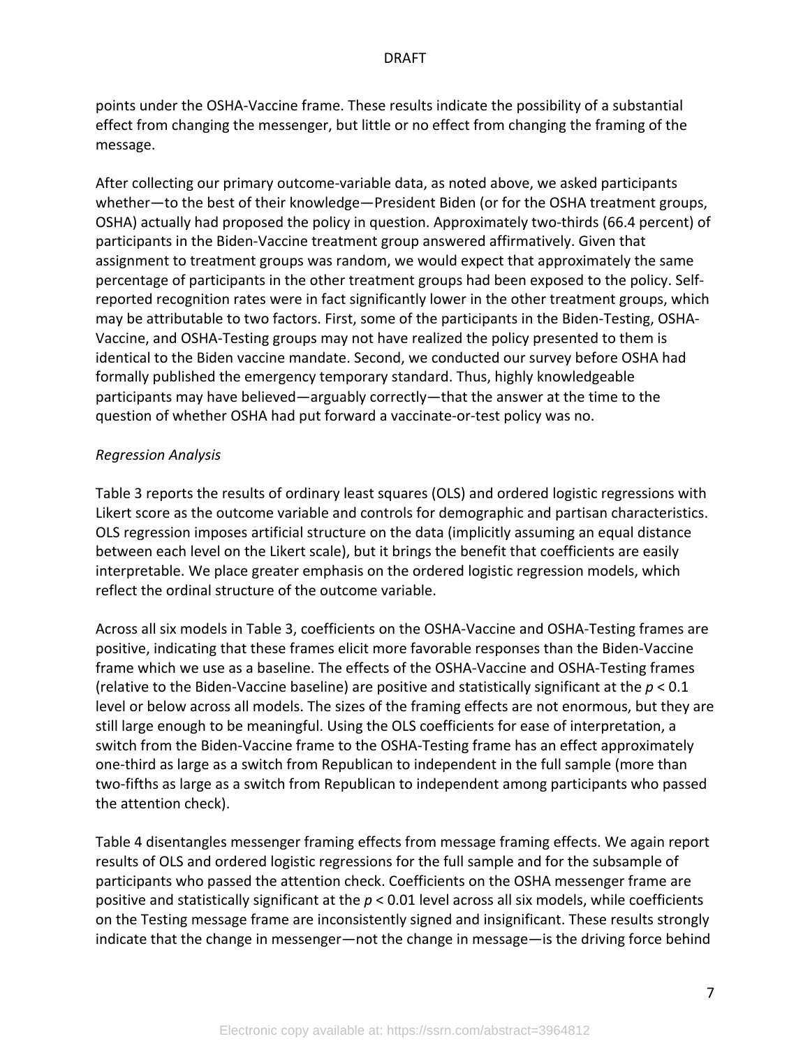points under the OSHA-Vaccine frame. These results indicate the possibility of a substantial effect from changing the messenger, but little or no effect from changing the framing of the message.

After collecting our primary outcome-variable data, as noted above, we asked participants whether—to the best of their knowledge—President Biden (or for the OSHA treatment groups, OSHA) actually had proposed the policy in question. Approximately two-thirds (66.4 percent) of participants in the Biden-Vaccine treatment group answered affirmatively. Given that assignment to treatment groups was random, we would expect that approximately the same percentage of participants in the other treatment groups had been exposed to the policy. Self-reported recognition rates were in fact significantly lower in the other treatment groups, which may be attributable to two factors. First, some of the participants in the Biden-Testing, OSHA-Vaccine, and OSHA-Testing groups may not have realized the policy presented to them is identical to the Biden vaccine mandate. Second, we conducted our survey before OSHA had formally published the emergency temporary standard. Thus, highly knowledgeable participants may have believed—arguably correctly—that the answer at the time to the question of whether OSHA had put forward a vaccinate-or-test policy was no.

*Regression Analysis*

Table 3 reports the results of ordinary least squares (OLS) and ordered logistic regressions with Likert score as the outcome variable and controls for demographic and partisan characteristics. OLS regression imposes artificial structure on the data (implicitly assuming an equal distance between each level on the Likert scale), but it brings the benefit that coefficients are easily interpretable. We place greater emphasis on the ordered logistic regression models, which reflect the ordinal structure of the outcome variable.

Across all six models in Table 3, coefficients on the OSHA-Vaccine and OSHA-Testing frames are positive, indicating that these frames elicit more favorable responses than the Biden-Vaccine frame which we use as a baseline. The effects of the OSHA-Vaccine and OSHA-Testing frames (relative to the Biden-Vaccine baseline) are positive and statistically significant at the $p < 0.1$ level or below across all models. The sizes of the framing effects are not enormous, but they are still large enough to be meaningful. Using the OLS coefficients for ease of interpretation, a switch from the Biden-Vaccine frame to the OSHA-Testing frame has an effect approximately one-third as large as a switch from Republican to independent in the full sample (more than two-fifths as large as a switch from Republican to independent among participants who passed the attention check).

Table 4 disentangles messenger framing effects from message framing effects. We again report results of OLS and ordered logistic regressions for the full sample and for the subsample of participants who passed the attention check. Coefficients on the OSHA messenger frame are positive and statistically significant at the $p < 0.01$ level across all six models, while coefficients on the Testing message frame are inconsistently signed and insignificant. These results strongly indicate that the change in messenger—not the change in message—is the driving force behind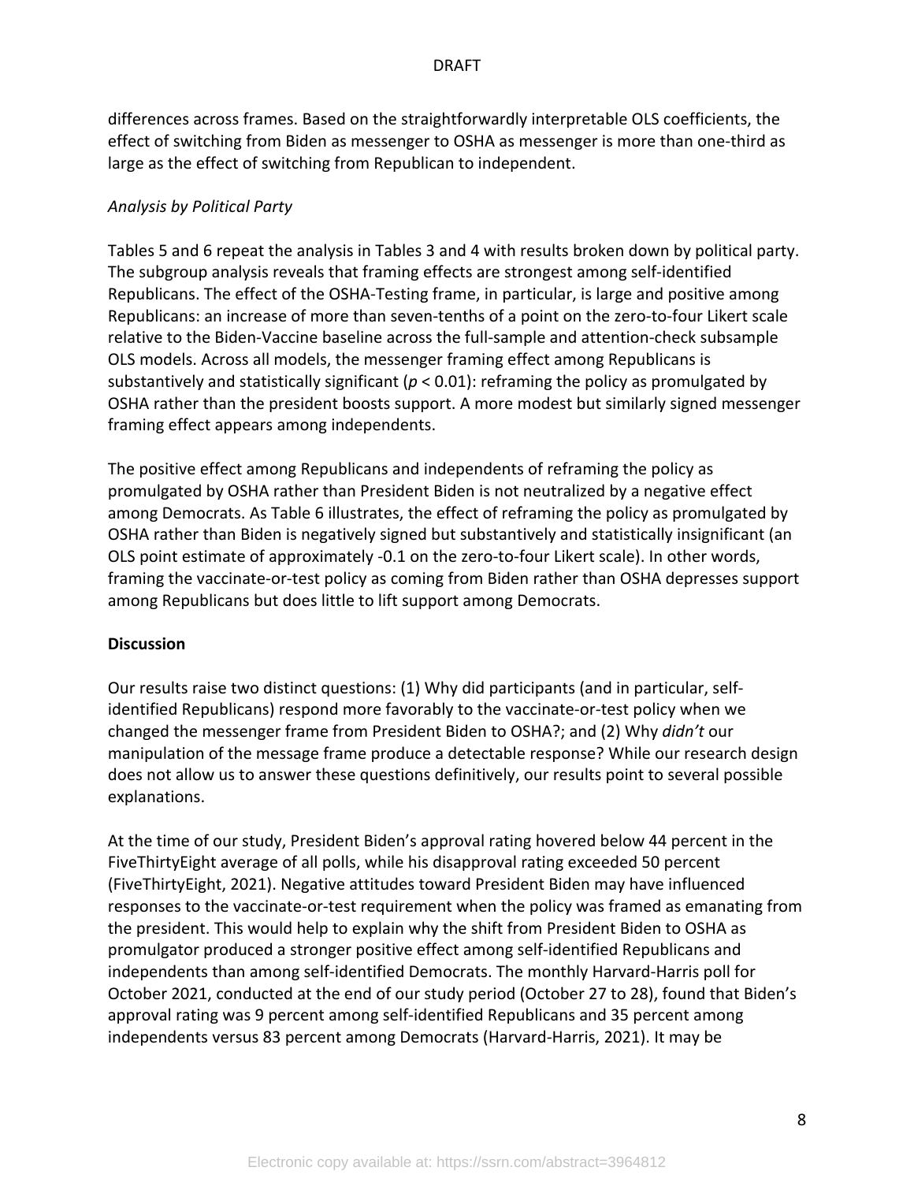differences across frames. Based on the straightforwardly interpretable OLS coefficients, the effect of switching from Biden as messenger to OSHA as messenger is more than one-third as large as the effect of switching from Republican to independent.

*Analysis by Political Party*

Tables 5 and 6 repeat the analysis in Tables 3 and 4 with results broken down by political party. The subgroup analysis reveals that framing effects are strongest among self-identified Republicans. The effect of the OSHA-Testing frame, in particular, is large and positive among Republicans: an increase of more than seven-tenths of a point on the zero-to-four Likert scale relative to the Biden-Vaccine baseline across the full-sample and attention-check subsample OLS models. Across all models, the messenger framing effect among Republicans is substantively and statistically significant ($p < 0.01$): reframing the policy as promulgated by OSHA rather than the president boosts support. A more modest but similarly signed messenger framing effect appears among independents.

The positive effect among Republicans and independents of reframing the policy as promulgated by OSHA rather than President Biden is not neutralized by a negative effect among Democrats. As Table 6 illustrates, the effect of reframing the policy as promulgated by OSHA rather than Biden is negatively signed but substantively and statistically insignificant (an OLS point estimate of approximately -0.1 on the zero-to-four Likert scale). In other words, framing the vaccinate-or-test policy as coming from Biden rather than OSHA depresses support among Republicans but does little to lift support among Democrats.

## Discussion

Our results raise two distinct questions: (1) Why did participants (and in particular, self-identified Republicans) respond more favorably to the vaccinate-or-test policy when we changed the messenger frame from President Biden to OSHA?; and (2) Why *didn't* our manipulation of the message frame produce a detectable response? While our research design does not allow us to answer these questions definitively, our results point to several possible explanations.

At the time of our study, President Biden's approval rating hovered below 44 percent in the FiveThirtyEight average of all polls, while his disapproval rating exceeded 50 percent (FiveThirtyEight, 2021). Negative attitudes toward President Biden may have influenced responses to the vaccinate-or-test requirement when the policy was framed as emanating from the president. This would help to explain why the shift from President Biden to OSHA as promulgator produced a stronger positive effect among self-identified Republicans and independents than among self-identified Democrats. The monthly Harvard-Harris poll for October 2021, conducted at the end of our study period (October 27 to 28), found that Biden's approval rating was 9 percent among self-identified Republicans and 35 percent among independents versus 83 percent among Democrats (Harvard-Harris, 2021). It may be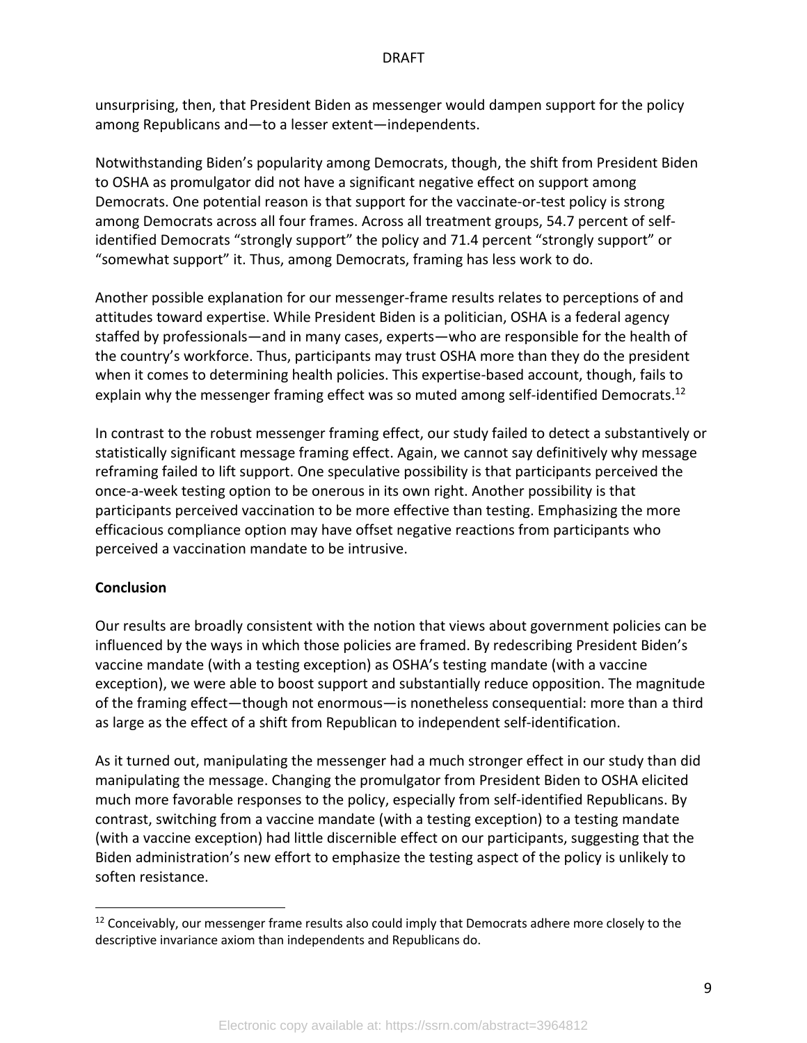unsurprising, then, that President Biden as messenger would dampen support for the policy among Republicans and—to a lesser extent—independents.

Notwithstanding Biden's popularity among Democrats, though, the shift from President Biden to OSHA as promulgator did not have a significant negative effect on support among Democrats. One potential reason is that support for the vaccinate-or-test policy is strong among Democrats across all four frames. Across all treatment groups, 54.7 percent of self-identified Democrats "strongly support" the policy and 71.4 percent "strongly support" or "somewhat support" it. Thus, among Democrats, framing has less work to do.

Another possible explanation for our messenger-frame results relates to perceptions of and attitudes toward expertise. While President Biden is a politician, OSHA is a federal agency staffed by professionals—and in many cases, experts—who are responsible for the health of the country's workforce. Thus, participants may trust OSHA more than they do the president when it comes to determining health policies. This expertise-based account, though, fails to explain why the messenger framing effect was so muted among self-identified Democrats.[12]

In contrast to the robust messenger framing effect, our study failed to detect a substantively or statistically significant message framing effect. Again, we cannot say definitively why message reframing failed to lift support. One speculative possibility is that participants perceived the once-a-week testing option to be onerous in its own right. Another possibility is that participants perceived vaccination to be more effective than testing. Emphasizing the more efficacious compliance option may have offset negative reactions from participants who perceived a vaccination mandate to be intrusive.

**Conclusion**

Our results are broadly consistent with the notion that views about government policies can be influenced by the ways in which those policies are framed. By redescribing President Biden's vaccine mandate (with a testing exception) as OSHA's testing mandate (with a vaccine exception), we were able to boost support and substantially reduce opposition. The magnitude of the framing effect—though not enormous—is nonetheless consequential: more than a third as large as the effect of a shift from Republican to independent self-identification.

As it turned out, manipulating the messenger had a much stronger effect in our study than did manipulating the message. Changing the promulgator from President Biden to OSHA elicited much more favorable responses to the policy, especially from self-identified Republicans. By contrast, switching from a vaccine mandate (with a testing exception) to a testing mandate (with a vaccine exception) had little discernible effect on our participants, suggesting that the Biden administration's new effort to emphasize the testing aspect of the policy is unlikely to soften resistance.

[12] Conceivably, our messenger frame results also could imply that Democrats adhere more closely to the descriptive invariance axiom than independents and Republicans do.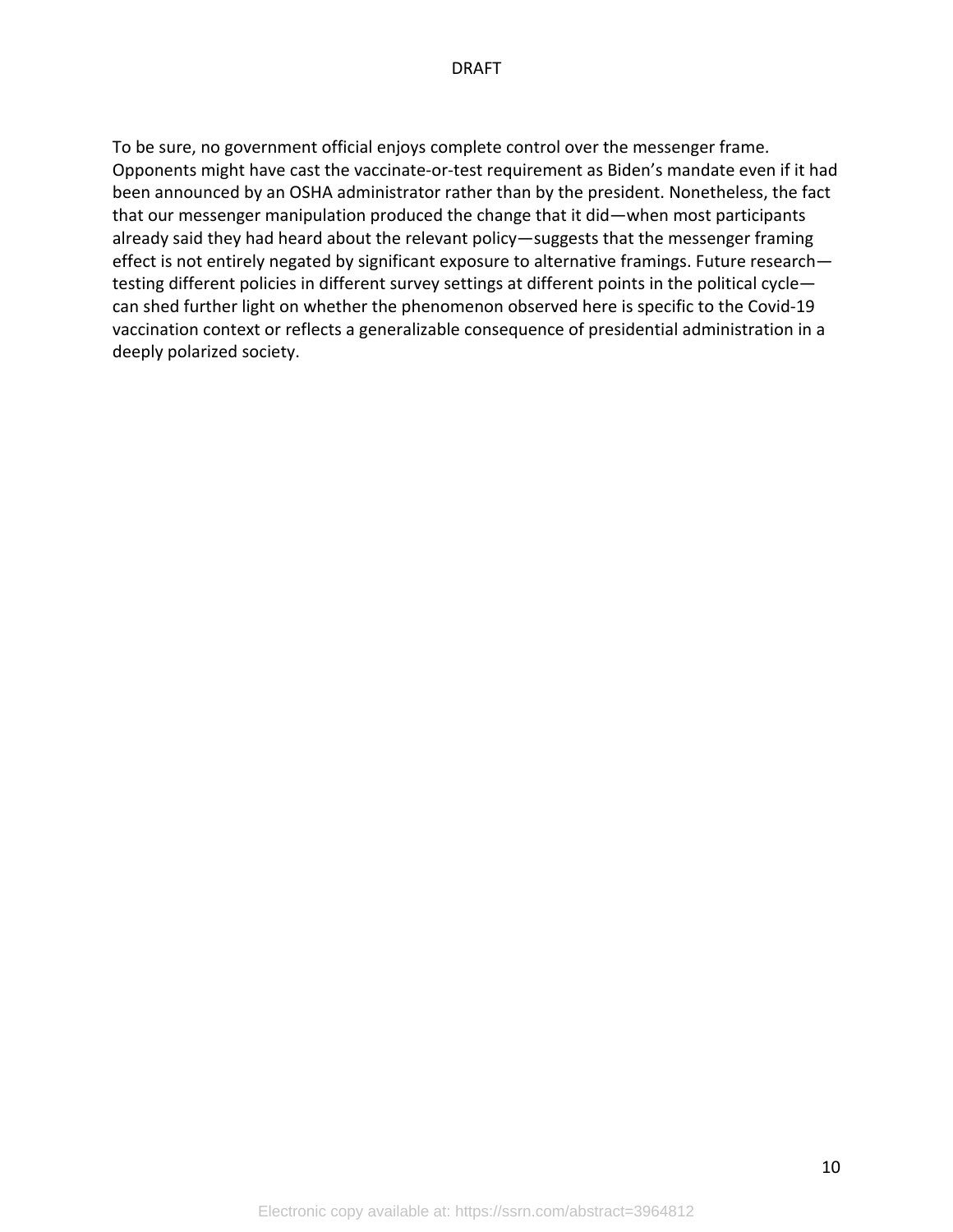To be sure, no government official enjoys complete control over the messenger frame. Opponents might have cast the vaccinate-or-test requirement as Biden's mandate even if it had been announced by an OSHA administrator rather than by the president. Nonetheless, the fact that our messenger manipulation produced the change that it did—when most participants already said they had heard about the relevant policy—suggests that the messenger framing effect is not entirely negated by significant exposure to alternative framings. Future research—testing different policies in different survey settings at different points in the political cycle—can shed further light on whether the phenomenon observed here is specific to the Covid-19 vaccination context or reflects a generalizable consequence of presidential administration in a deeply polarized society.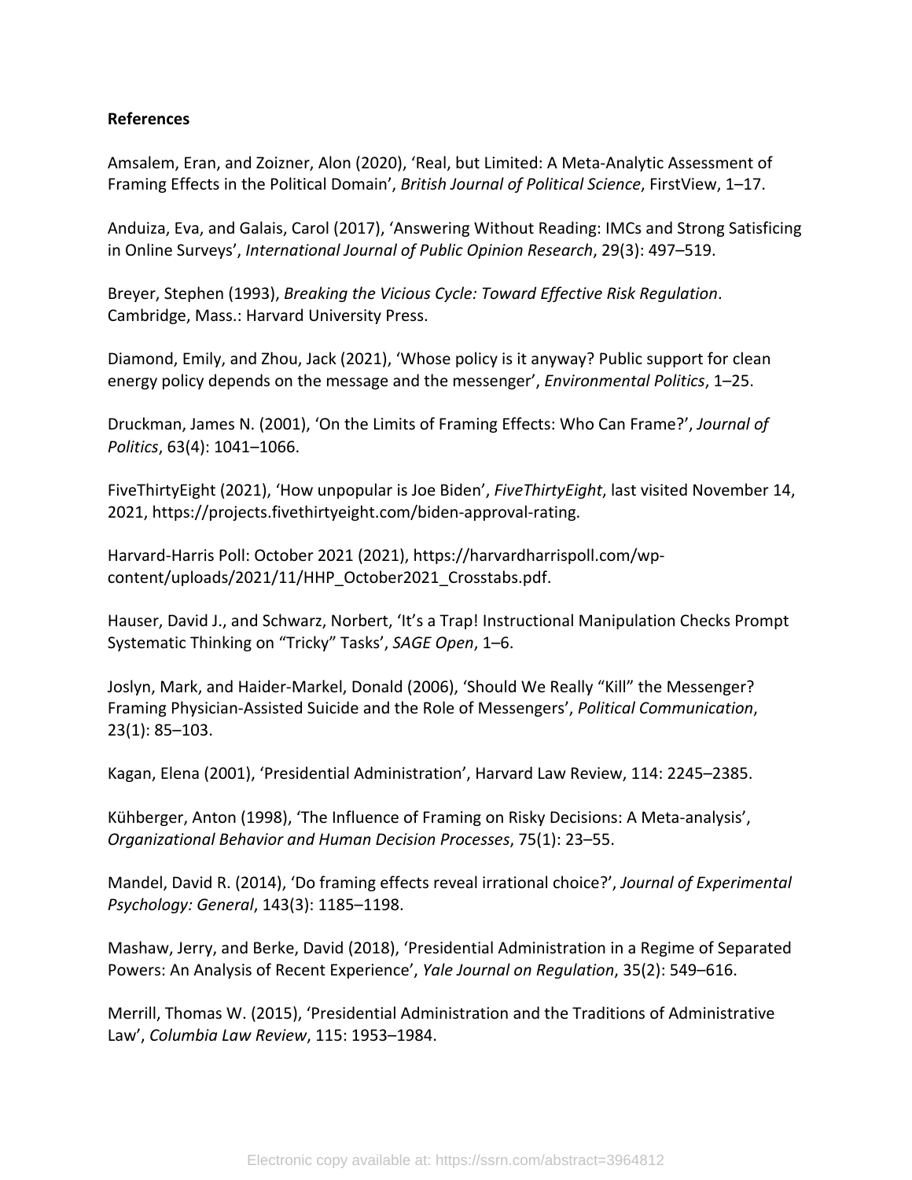**References**

Amsalem, Eran, and Zoizner, Alon (2020), 'Real, but Limited: A Meta-Analytic Assessment of Framing Effects in the Political Domain', *British Journal of Political Science*, FirstView, 1–17.

Anduiza, Eva, and Galais, Carol (2017), 'Answering Without Reading: IMCs and Strong Satisficing in Online Surveys', *International Journal of Public Opinion Research*, 29(3): 497–519.

Breyer, Stephen (1993), *Breaking the Vicious Cycle: Toward Effective Risk Regulation*. Cambridge, Mass.: Harvard University Press.

Diamond, Emily, and Zhou, Jack (2021), 'Whose policy is it anyway? Public support for clean energy policy depends on the message and the messenger', *Environmental Politics*, 1–25.

Druckman, James N. (2001), 'On the Limits of Framing Effects: Who Can Frame?', *Journal of Politics*, 63(4): 1041–1066.

FiveThirtyEight (2021), 'How unpopular is Joe Biden', *FiveThirtyEight*, last visited November 14, 2021, https://projects.fivethirtyeight.com/biden-approval-rating.

Harvard-Harris Poll: October 2021 (2021), https://harvardharrispoll.com/wp-content/uploads/2021/11/HHP_October2021_Crosstabs.pdf.

Hauser, David J., and Schwarz, Norbert, 'It's a Trap! Instructional Manipulation Checks Prompt Systematic Thinking on "Tricky" Tasks', *SAGE Open*, 1–6.

Joslyn, Mark, and Haider-Markel, Donald (2006), 'Should We Really "Kill" the Messenger? Framing Physician-Assisted Suicide and the Role of Messengers', *Political Communication*, 23(1): 85–103.

Kagan, Elena (2001), 'Presidential Administration', Harvard Law Review, 114: 2245–2385.

Kühberger, Anton (1998), 'The Influence of Framing on Risky Decisions: A Meta-analysis', *Organizational Behavior and Human Decision Processes*, 75(1): 23–55.

Mandel, David R. (2014), 'Do framing effects reveal irrational choice?', *Journal of Experimental Psychology: General*, 143(3): 1185–1198.

Mashaw, Jerry, and Berke, David (2018), 'Presidential Administration in a Regime of Separated Powers: An Analysis of Recent Experience', *Yale Journal on Regulation*, 35(2): 549–616.

Merrill, Thomas W. (2015), 'Presidential Administration and the Traditions of Administrative Law', *Columbia Law Review*, 115: 1953–1984.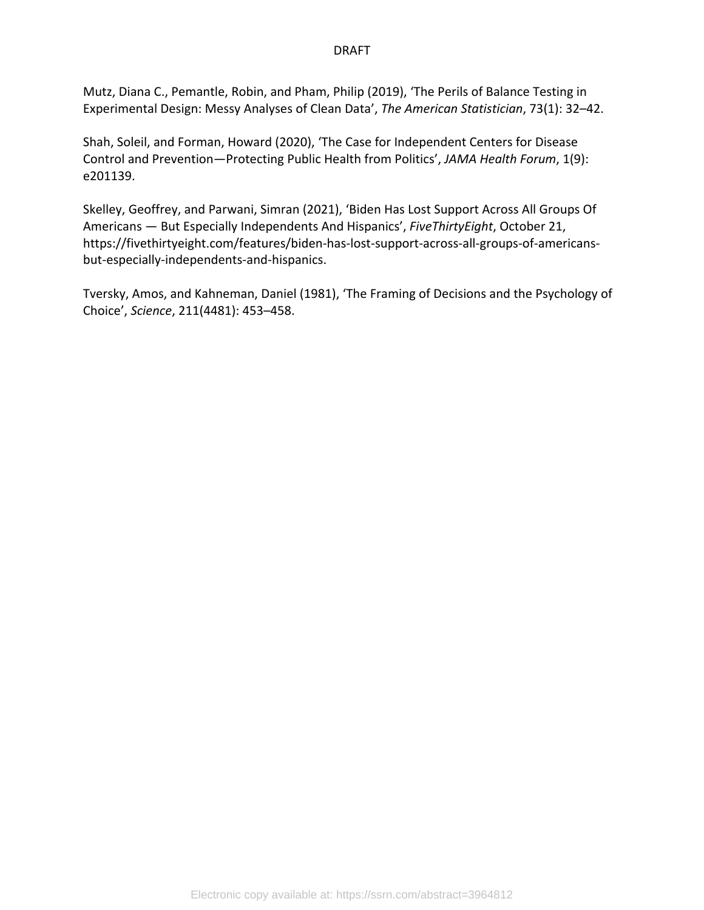Mutz, Diana C., Pemantle, Robin, and Pham, Philip (2019), ‘The Perils of Balance Testing in Experimental Design: Messy Analyses of Clean Data’, *The American Statistician*, 73(1): 32–42.

Shah, Soleil, and Forman, Howard (2020), ‘The Case for Independent Centers for Disease Control and Prevention—Protecting Public Health from Politics’, *JAMA Health Forum*, 1(9): e201139.

Skelley, Geoffrey, and Parwani, Simran (2021), ‘Biden Has Lost Support Across All Groups Of Americans — But Especially Independents And Hispanics’, *FiveThirtyEight*, October 21, https://fivethirtyeight.com/features/biden-has-lost-support-across-all-groups-of-americans-but-especially-independents-and-hispanics.

Tversky, Amos, and Kahneman, Daniel (1981), ‘The Framing of Decisions and the Psychology of Choice’, *Science*, 211(4481): 453–458.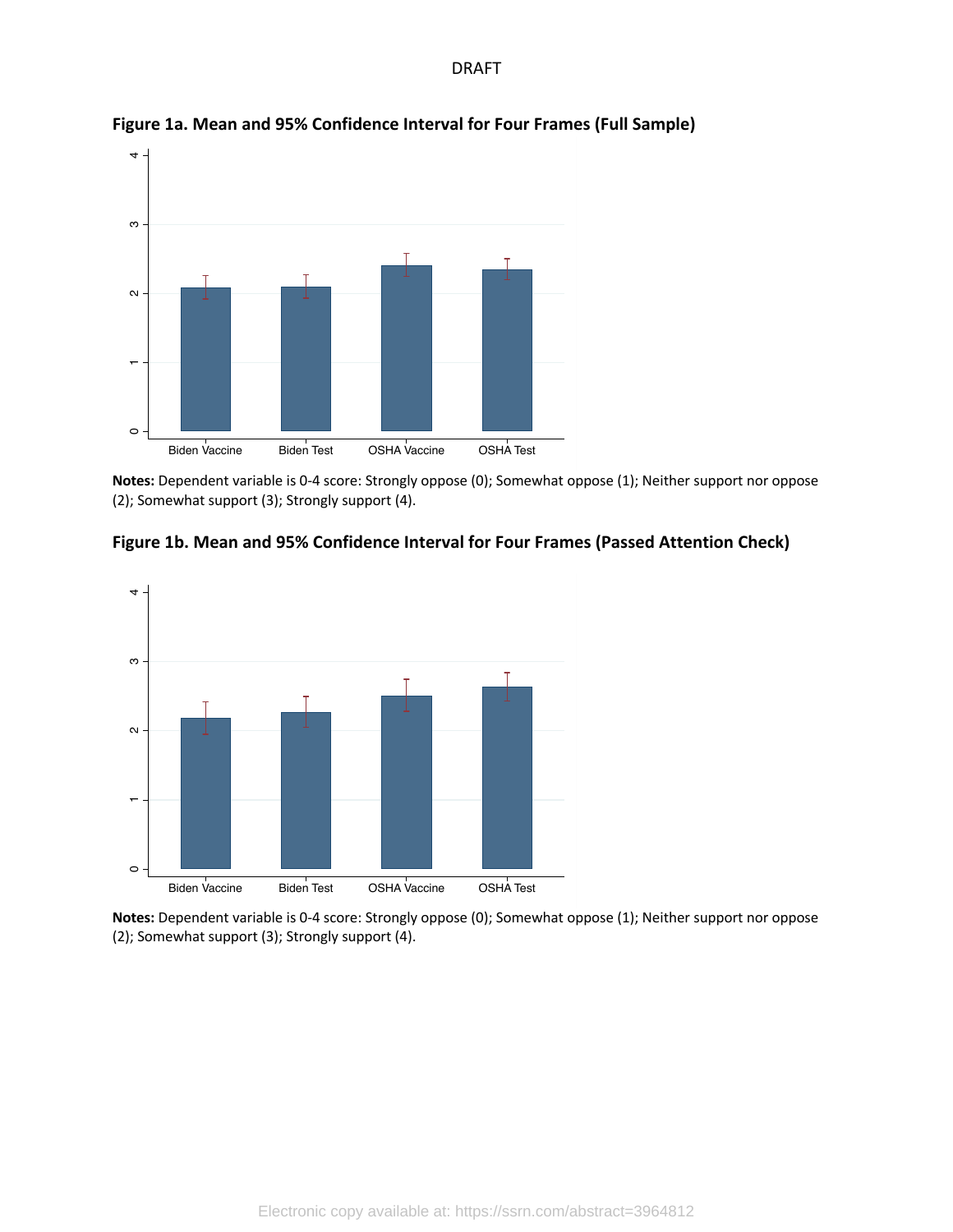**Figure 1a. Mean and 95% Confidence Interval for Four Frames (Full Sample)**

**Notes:** Dependent variable is 0-4 score: Strongly oppose (0); Somewhat oppose (1); Neither support nor oppose (2); Somewhat support (3); Strongly support (4).

**Figure 1b. Mean and 95% Confidence Interval for Four Frames (Passed Attention Check)**

**Notes:** Dependent variable is 0-4 score: Strongly oppose (0); Somewhat oppose (1); Neither support nor oppose (2); Somewhat support (3); Strongly support (4).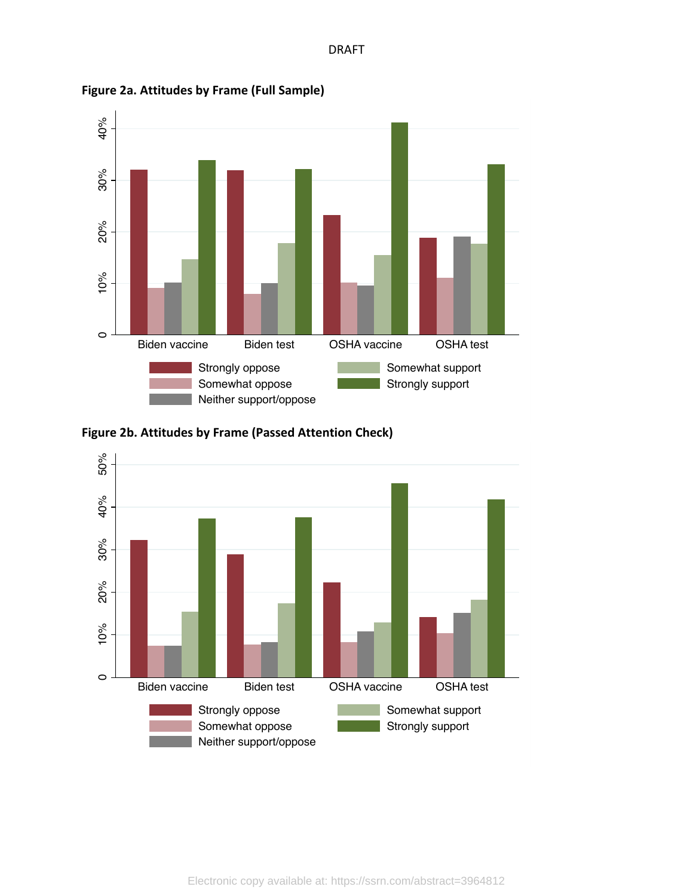**Figure 2a. Attitudes by Frame (Full Sample)**

**Figure 2b. Attitudes by Frame (Passed Attention Check)**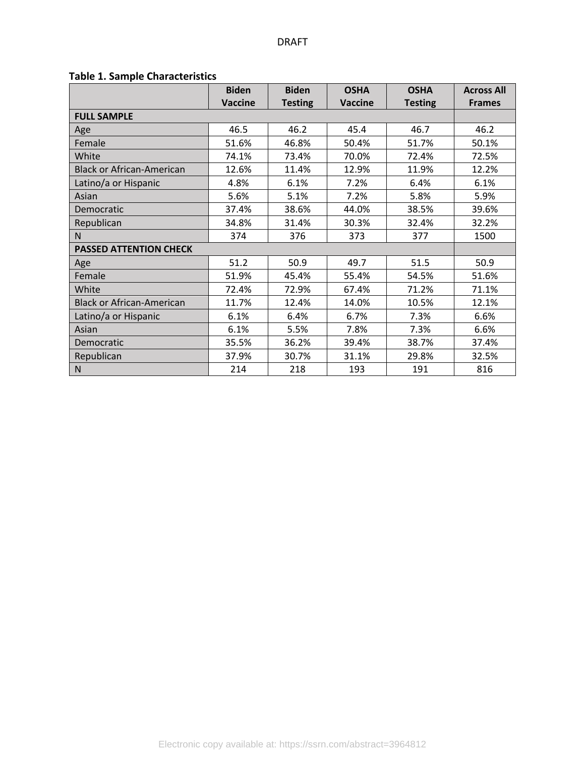**Table 1. Sample Characteristics**

| | Biden Vaccine | Biden Testing | OSHA Vaccine | OSHA Testing | Across All Frames |
|---|---|---|---|---|---|
| **FULL SAMPLE** | | | | | |
| Age | 46.5 | 46.2 | 45.4 | 46.7 | 46.2 |
| Female | 51.6% | 46.8% | 50.4% | 51.7% | 50.1% |
| White | 74.1% | 73.4% | 70.0% | 72.4% | 72.5% |
| Black or African-American | 12.6% | 11.4% | 12.9% | 11.9% | 12.2% |
| Latino/a or Hispanic | 4.8% | 6.1% | 7.2% | 6.4% | 6.1% |
| Asian | 5.6% | 5.1% | 7.2% | 5.8% | 5.9% |
| Democratic | 37.4% | 38.6% | 44.0% | 38.5% | 39.6% |
| Republican | 34.8% | 31.4% | 30.3% | 32.4% | 32.2% |
| N | 374 | 376 | 373 | 377 | 1500 |
| **PASSED ATTENTION CHECK** | | | | | |
| Age | 51.2 | 50.9 | 49.7 | 51.5 | 50.9 |
| Female | 51.9% | 45.4% | 55.4% | 54.5% | 51.6% |
| White | 72.4% | 72.9% | 67.4% | 71.2% | 71.1% |
| Black or African-American | 11.7% | 12.4% | 14.0% | 10.5% | 12.1% |
| Latino/a or Hispanic | 6.1% | 6.4% | 6.7% | 7.3% | 6.6% |
| Asian | 6.1% | 5.5% | 7.8% | 7.3% | 6.6% |
| Democratic | 35.5% | 36.2% | 39.4% | 38.7% | 37.4% |
| Republican | 37.9% | 30.7% | 31.1% | 29.8% | 32.5% |
| N | 214 | 218 | 193 | 191 | 816 |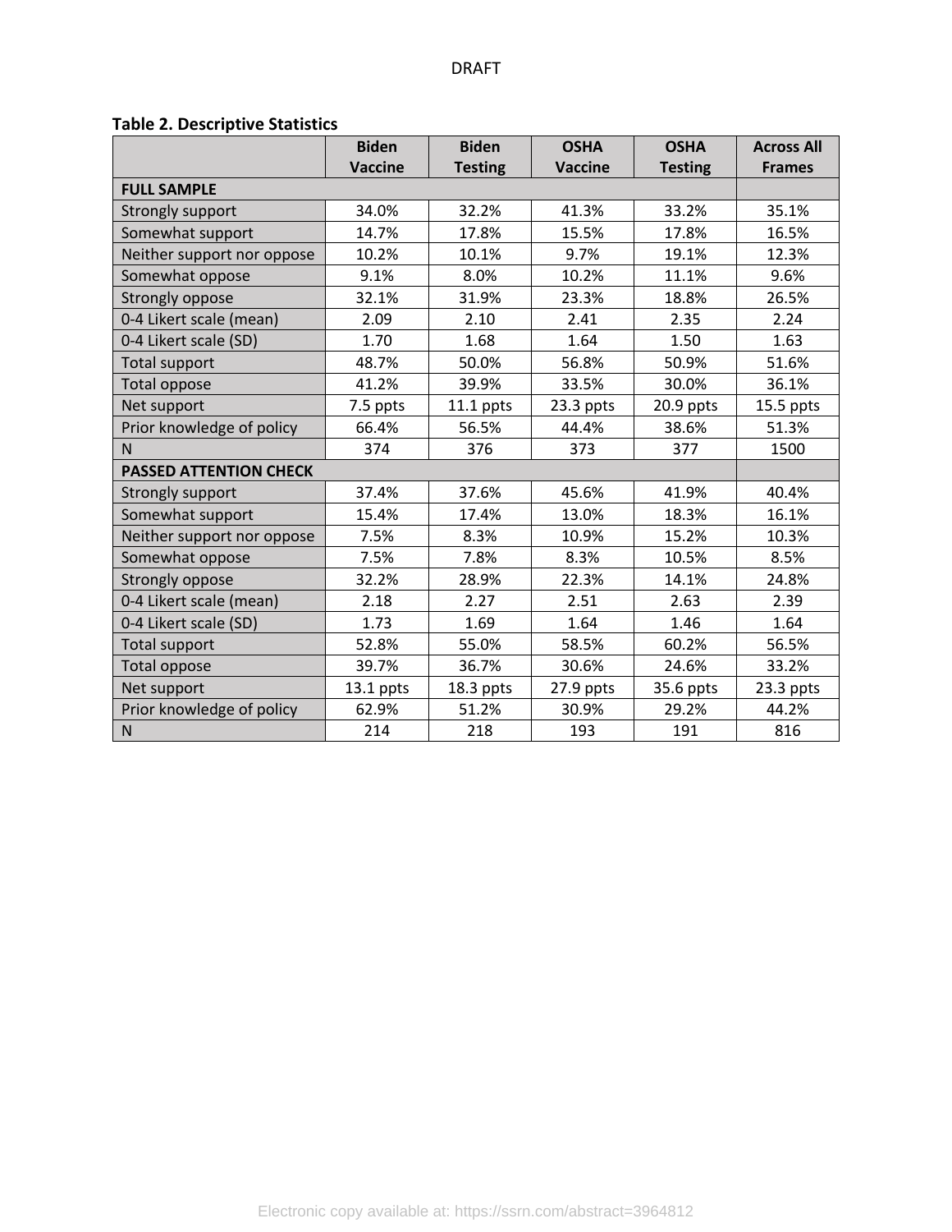**Table 2. Descriptive Statistics**

| | Biden Vaccine | Biden Testing | OSHA Vaccine | OSHA Testing | Across All Frames |
|---|---|---|---|---|---|
| **FULL SAMPLE** | | | | | |
| Strongly support | 34.0% | 32.2% | 41.3% | 33.2% | 35.1% |
| Somewhat support | 14.7% | 17.8% | 15.5% | 17.8% | 16.5% |
| Neither support nor oppose | 10.2% | 10.1% | 9.7% | 19.1% | 12.3% |
| Somewhat oppose | 9.1% | 8.0% | 10.2% | 11.1% | 9.6% |
| Strongly oppose | 32.1% | 31.9% | 23.3% | 18.8% | 26.5% |
| 0-4 Likert scale (mean) | 2.09 | 2.10 | 2.41 | 2.35 | 2.24 |
| 0-4 Likert scale (SD) | 1.70 | 1.68 | 1.64 | 1.50 | 1.63 |
| Total support | 48.7% | 50.0% | 56.8% | 50.9% | 51.6% |
| Total oppose | 41.2% | 39.9% | 33.5% | 30.0% | 36.1% |
| Net support | 7.5 ppts | 11.1 ppts | 23.3 ppts | 20.9 ppts | 15.5 ppts |
| Prior knowledge of policy | 66.4% | 56.5% | 44.4% | 38.6% | 51.3% |
| N | 374 | 376 | 373 | 377 | 1500 |
| **PASSED ATTENTION CHECK** | | | | | |
| Strongly support | 37.4% | 37.6% | 45.6% | 41.9% | 40.4% |
| Somewhat support | 15.4% | 17.4% | 13.0% | 18.3% | 16.1% |
| Neither support nor oppose | 7.5% | 8.3% | 10.9% | 15.2% | 10.3% |
| Somewhat oppose | 7.5% | 7.8% | 8.3% | 10.5% | 8.5% |
| Strongly oppose | 32.2% | 28.9% | 22.3% | 14.1% | 24.8% |
| 0-4 Likert scale (mean) | 2.18 | 2.27 | 2.51 | 2.63 | 2.39 |
| 0-4 Likert scale (SD) | 1.73 | 1.69 | 1.64 | 1.46 | 1.64 |
| Total support | 52.8% | 55.0% | 58.5% | 60.2% | 56.5% |
| Total oppose | 39.7% | 36.7% | 30.6% | 24.6% | 33.2% |
| Net support | 13.1 ppts | 18.3 ppts | 27.9 ppts | 35.6 ppts | 23.3 ppts |
| Prior knowledge of policy | 62.9% | 51.2% | 30.9% | 29.2% | 44.2% |
| N | 214 | 218 | 193 | 191 | 816 |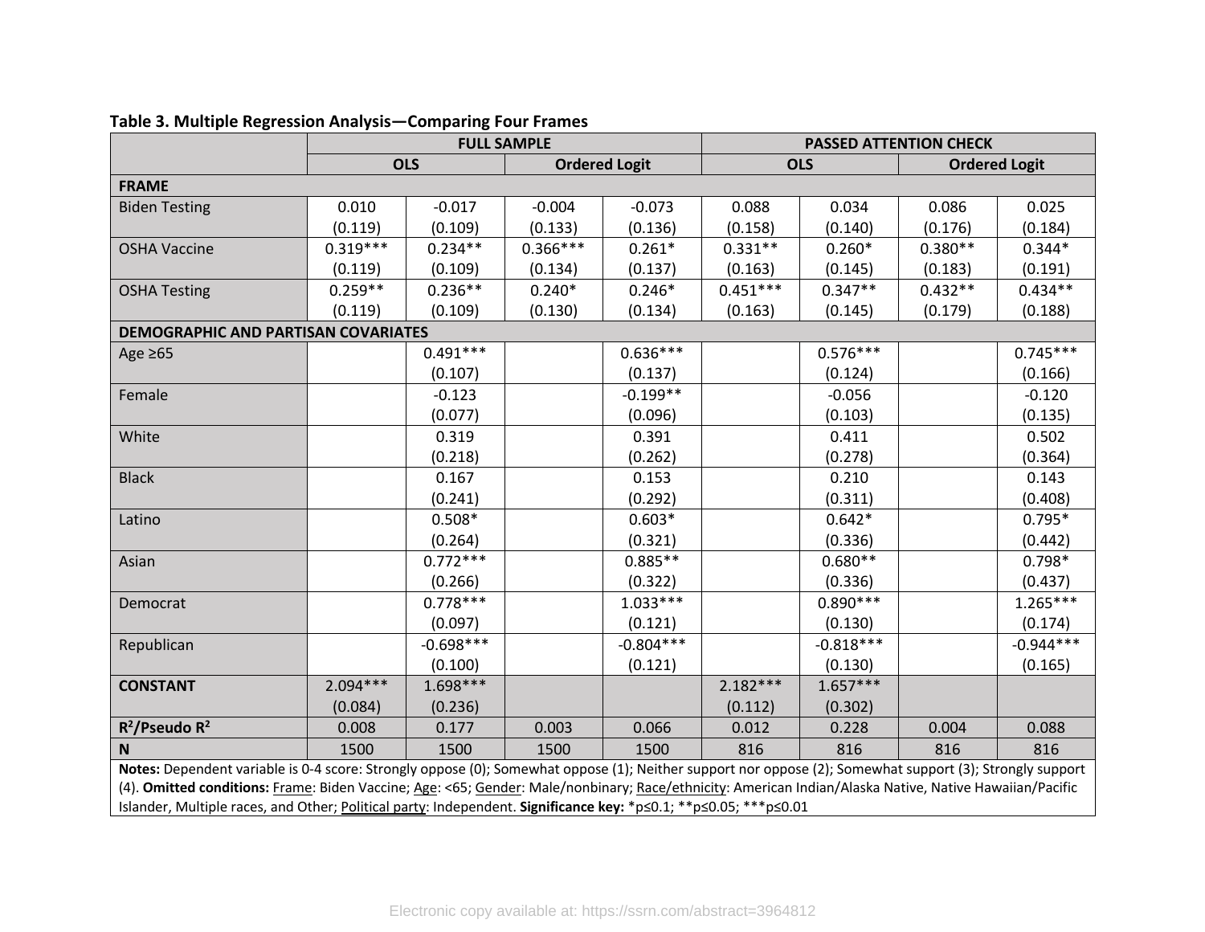**Table 3. Multiple Regression Analysis—Comparing Four Frames**

| | FULL SAMPLE | | | | PASSED ATTENTION CHECK | | | |
|---|---|---|---|---|---|---|---|---|
| | OLS | | Ordered Logit | | OLS | | Ordered Logit | |
| **FRAME** | | | | | | | | |
| Biden Testing | 0.010<br>(0.119) | -0.017<br>(0.109) | -0.004<br>(0.133) | -0.073<br>(0.136) | 0.088<br>(0.158) | 0.034<br>(0.140) | 0.086<br>(0.176) | 0.025<br>(0.184) |
| OSHA Vaccine | 0.319***<br>(0.119) | 0.234**<br>(0.109) | 0.366***<br>(0.134) | 0.261*<br>(0.137) | 0.331**<br>(0.163) | 0.260*<br>(0.145) | 0.380**<br>(0.183) | 0.344*<br>(0.191) |
| OSHA Testing | 0.259**<br>(0.119) | 0.236**<br>(0.109) | 0.240*<br>(0.130) | 0.246*<br>(0.134) | 0.451***<br>(0.163) | 0.347**<br>(0.145) | 0.432**<br>(0.179) | 0.434**<br>(0.188) |
| **DEMOGRAPHIC AND PARTISAN COVARIATES** | | | | | | | | |
| Age ≥65 | | 0.491***<br>(0.107) | | 0.636***<br>(0.137) | | 0.576***<br>(0.124) | | 0.745***<br>(0.166) |
| Female | | -0.123<br>(0.077) | | -0.199**<br>(0.096) | | -0.056<br>(0.103) | | -0.120<br>(0.135) |
| White | | 0.319<br>(0.218) | | 0.391<br>(0.262) | | 0.411<br>(0.278) | | 0.502<br>(0.364) |
| Black | | 0.167<br>(0.241) | | 0.153<br>(0.292) | | 0.210<br>(0.311) | | 0.143<br>(0.408) |
| Latino | | 0.508*<br>(0.264) | | 0.603*<br>(0.321) | | 0.642*<br>(0.336) | | 0.795*<br>(0.442) |
| Asian | | 0.772***<br>(0.266) | | 0.885**<br>(0.322) | | 0.680**<br>(0.336) | | 0.798*<br>(0.437) |
| Democrat | | 0.778***<br>(0.097) | | 1.033***<br>(0.121) | | 0.890***<br>(0.130) | | 1.265***<br>(0.174) |
| Republican | | -0.698***<br>(0.100) | | -0.804***<br>(0.121) | | -0.818***<br>(0.130) | | -0.944***<br>(0.165) |
| **CONSTANT** | 2.094***<br>(0.084) | 1.698***<br>(0.236) | | | 2.182***<br>(0.112) | 1.657***<br>(0.302) | | |
| **$R^2$/Pseudo $R^2$** | 0.008 | 0.177 | 0.003 | 0.066 | 0.012 | 0.228 | 0.004 | 0.088 |
| **N** | 1500 | 1500 | 1500 | 1500 | 816 | 816 | 816 | 816 |

**Notes:** Dependent variable is 0-4 score: Strongly oppose (0); Somewhat oppose (1); Neither support nor oppose (2); Somewhat support (3); Strongly support (4). **Omitted conditions:** Frame: Biden Vaccine; Age: <65; Gender: Male/nonbinary; Race/ethnicity: American Indian/Alaska Native, Native Hawaiian/Pacific Islander, Multiple races, and Other; Political party: Independent. **Significance key:** *p≤0.1; **p≤0.05; ***p≤0.01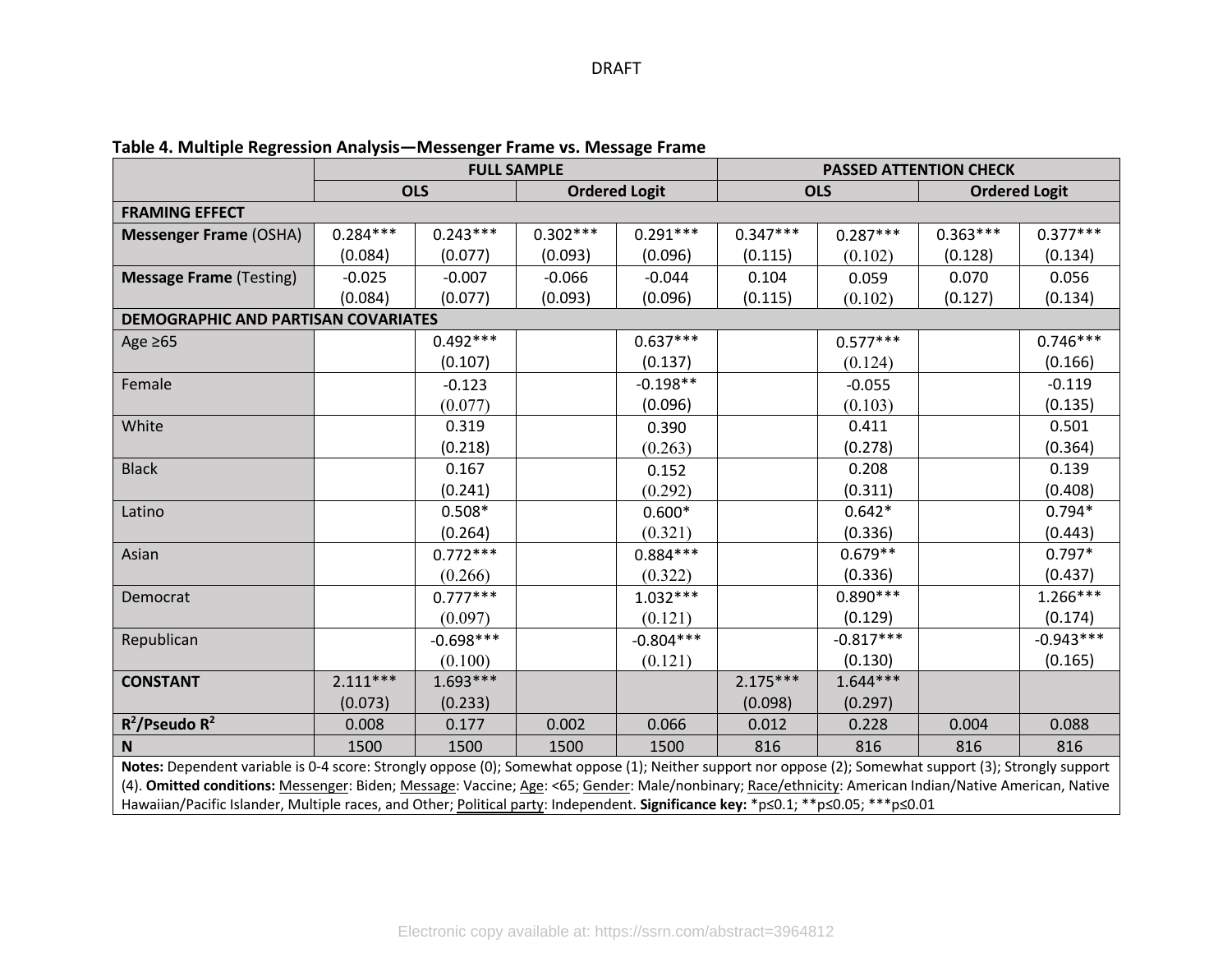**Table 4. Multiple Regression Analysis—Messenger Frame vs. Message Frame**

| | FULL SAMPLE | | | | PASSED ATTENTION CHECK | | | |
|---|---|---|---|---|---|---|---|---|
| | OLS | | Ordered Logit | | OLS | | Ordered Logit | |
| **FRAMING EFFECT** | | | | | | | | |
| **Messenger Frame** (OSHA) | 0.284*** (0.084) | 0.243*** (0.077) | 0.302*** (0.093) | 0.291*** (0.096) | 0.347*** (0.115) | 0.287*** (0.102) | 0.363*** (0.128) | 0.377*** (0.134) |
| **Message Frame** (Testing) | -0.025 (0.084) | -0.007 (0.077) | -0.066 (0.093) | -0.044 (0.096) | 0.104 (0.115) | 0.059 (0.102) | 0.070 (0.127) | 0.056 (0.134) |
| **DEMOGRAPHIC AND PARTISAN COVARIATES** | | | | | | | | |
| Age ≥65 | | 0.492*** (0.107) | | 0.637*** (0.137) | | 0.577*** (0.124) | | 0.746*** (0.166) |
| Female | | -0.123 (0.077) | | -0.198** (0.096) | | -0.055 (0.103) | | -0.119 (0.135) |
| White | | 0.319 (0.218) | | 0.390 (0.263) | | 0.411 (0.278) | | 0.501 (0.364) |
| Black | | 0.167 (0.241) | | 0.152 (0.292) | | 0.208 (0.311) | | 0.139 (0.408) |
| Latino | | 0.508* (0.264) | | 0.600* (0.321) | | 0.642* (0.336) | | 0.794* (0.443) |
| Asian | | 0.772*** (0.266) | | 0.884*** (0.322) | | 0.679** (0.336) | | 0.797* (0.437) |
| Democrat | | 0.777*** (0.097) | | 1.032*** (0.121) | | 0.890*** (0.129) | | 1.266*** (0.174) |
| Republican | | -0.698*** (0.100) | | -0.804*** (0.121) | | -0.817*** (0.130) | | -0.943*** (0.165) |
| **CONSTANT** | 2.111*** (0.073) | 1.693*** (0.233) | | | 2.175*** (0.098) | 1.644*** (0.297) | | |
| **$R^2$/Pseudo $R^2$** | 0.008 | 0.177 | 0.002 | 0.066 | 0.012 | 0.228 | 0.004 | 0.088 |
| **N** | 1500 | 1500 | 1500 | 1500 | 816 | 816 | 816 | 816 |

**Notes:** Dependent variable is 0-4 score: Strongly oppose (0); Somewhat oppose (1); Neither support nor oppose (2); Somewhat support (3); Strongly support (4). **Omitted conditions:** Messenger: Biden; Message: Vaccine; Age: <65; Gender: Male/nonbinary; Race/ethnicity: American Indian/Native American, Native Hawaiian/Pacific Islander, Multiple races, and Other; Political party: Independent. **Significance key:** *p≤0.1; **p≤0.05; ***p≤0.01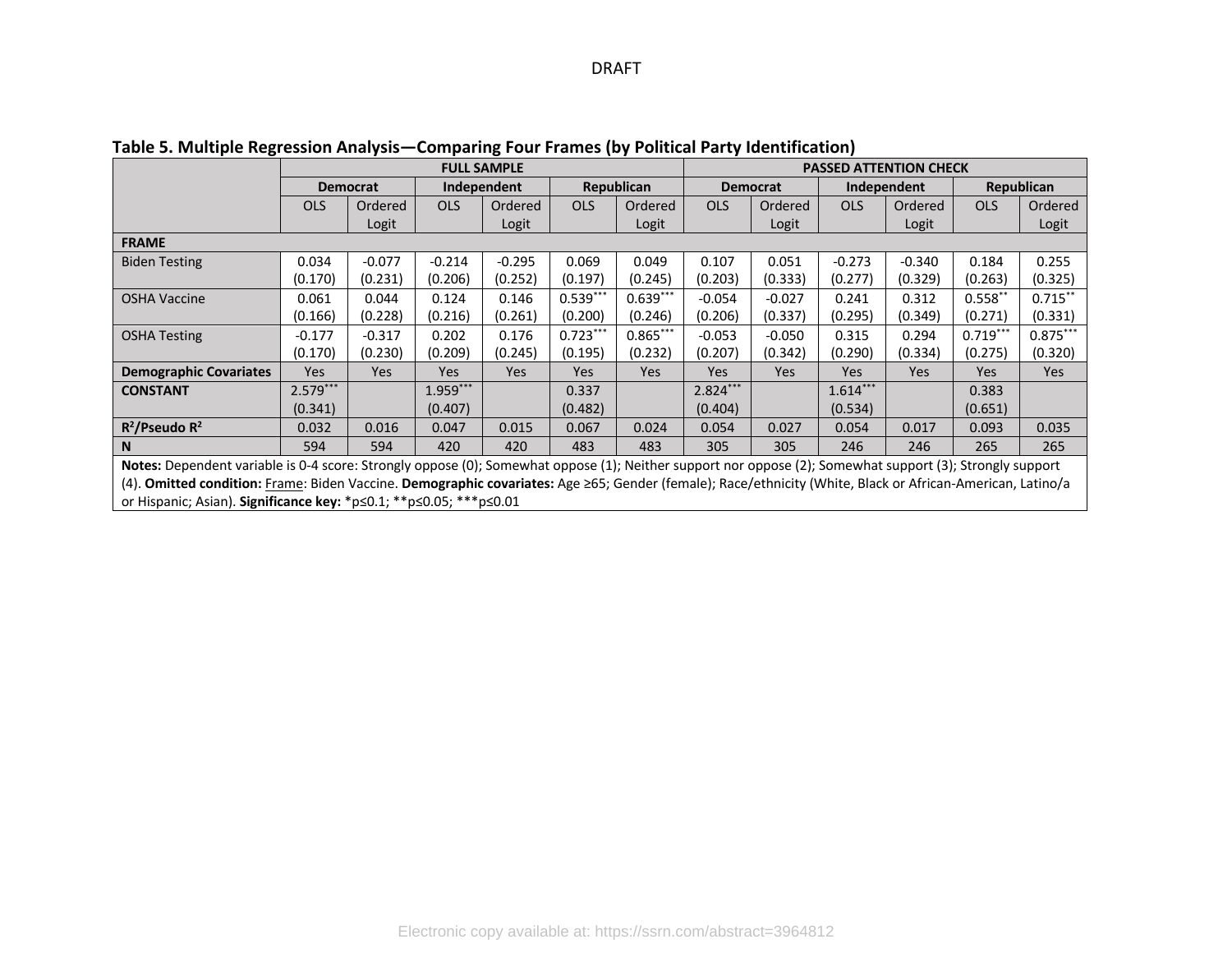**Table 5. Multiple Regression Analysis—Comparing Four Frames (by Political Party Identification)**

| | FULL SAMPLE | | | | | | PASSED ATTENTION CHECK | | | | | |
|---|---|---|---|---|---|---|---|---|---|---|---|---|
| | Democrat | | Independent | | Republican | | Democrat | | Independent | | Republican | |
| | OLS | Ordered Logit | OLS | Ordered Logit | OLS | Ordered Logit | OLS | Ordered Logit | OLS | Ordered Logit | OLS | Ordered Logit |
| **FRAME** | | | | | | | | | | | | |
| Biden Testing | 0.034 (0.170) | -0.077 (0.231) | -0.214 (0.206) | -0.295 (0.252) | 0.069 (0.197) | 0.049 (0.245) | 0.107 (0.203) | 0.051 (0.333) | -0.273 (0.277) | -0.340 (0.329) | 0.184 (0.263) | 0.255 (0.325) |
| OSHA Vaccine | 0.061 (0.166) | 0.044 (0.228) | 0.124 (0.216) | 0.146 (0.261) | 0.539*** (0.200) | 0.639*** (0.246) | -0.054 (0.206) | -0.027 (0.337) | 0.241 (0.295) | 0.312 (0.349) | 0.558** (0.271) | 0.715** (0.331) |
| OSHA Testing | -0.177 (0.170) | -0.317 (0.230) | 0.202 (0.209) | 0.176 (0.245) | 0.723*** (0.195) | 0.865*** (0.232) | -0.053 (0.207) | -0.050 (0.342) | 0.315 (0.290) | 0.294 (0.334) | 0.719*** (0.275) | 0.875*** (0.320) |
| **Demographic Covariates** | Yes | Yes | Yes | Yes | Yes | Yes | Yes | Yes | Yes | Yes | Yes | Yes |
| **CONSTANT** | 2.579*** (0.341) | | 1.959*** (0.407) | | 0.337 (0.482) | | 2.824*** (0.404) | | 1.614*** (0.534) | | 0.383 (0.651) | |
| **$R^2$/Pseudo $R^2$** | 0.032 | 0.016 | 0.047 | 0.015 | 0.067 | 0.024 | 0.054 | 0.027 | 0.054 | 0.017 | 0.093 | 0.035 |
| **N** | 594 | 594 | 420 | 420 | 483 | 483 | 305 | 305 | 246 | 246 | 265 | 265 |

**Notes:** Dependent variable is 0-4 score: Strongly oppose (0); Somewhat oppose (1); Neither support nor oppose (2); Somewhat support (3); Strongly support (4). **Omitted condition:** Frame: Biden Vaccine. **Demographic covariates:** Age ≥65; Gender (female); Race/ethnicity (White, Black or African-American, Latino/a or Hispanic; Asian). **Significance key:** *p≤0.1; **p≤0.05; ***p≤0.01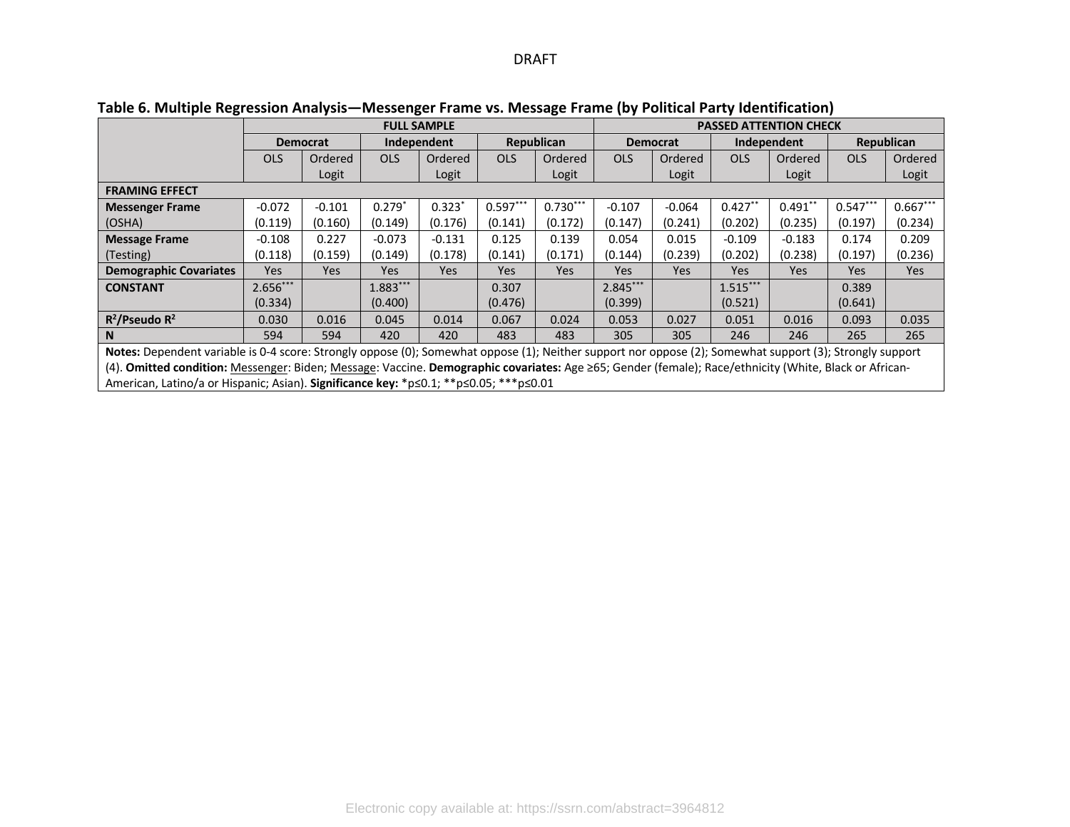**Table 6. Multiple Regression Analysis—Messenger Frame vs. Message Frame (by Political Party Identification)**

| | FULL SAMPLE | | | | | | PASSED ATTENTION CHECK | | | | | |
|---|---|---|---|---|---|---|---|---|---|---|---|---|
| | Democrat | | Independent | | Republican | | Democrat | | Independent | | Republican | |
| | OLS | Ordered Logit | OLS | Ordered Logit | OLS | Ordered Logit | OLS | Ordered Logit | OLS | Ordered Logit | OLS | Ordered Logit |
| **FRAMING EFFECT** | | | | | | | | | | | | |
| **Messenger Frame** (OSHA) | -0.072 (0.119) | -0.101 (0.160) | 0.279* (0.149) | 0.323* (0.176) | 0.597*** (0.141) | 0.730*** (0.172) | -0.107 (0.147) | -0.064 (0.241) | 0.427** (0.202) | 0.491** (0.235) | 0.547*** (0.197) | 0.667*** (0.234) |
| **Message Frame** (Testing) | -0.108 (0.118) | 0.227 (0.159) | -0.073 (0.149) | -0.131 (0.178) | 0.125 (0.141) | 0.139 (0.171) | 0.054 (0.144) | 0.015 (0.239) | -0.109 (0.202) | -0.183 (0.238) | 0.174 (0.197) | 0.209 (0.236) |
| **Demographic Covariates** | Yes | Yes | Yes | Yes | Yes | Yes | Yes | Yes | Yes | Yes | Yes | Yes |
| **CONSTANT** | 2.656*** (0.334) | | 1.883*** (0.400) | | 0.307 (0.476) | | 2.845*** (0.399) | | 1.515*** (0.521) | | 0.389 (0.641) | |
| **$R^2$/Pseudo $R^2$** | 0.030 | 0.016 | 0.045 | 0.014 | 0.067 | 0.024 | 0.053 | 0.027 | 0.051 | 0.016 | 0.093 | 0.035 |
| **N** | 594 | 594 | 420 | 420 | 483 | 483 | 305 | 305 | 246 | 246 | 265 | 265 |

**Notes:** Dependent variable is 0-4 score: Strongly oppose (0); Somewhat oppose (1); Neither support nor oppose (2); Somewhat support (3); Strongly support (4). **Omitted condition:** Messenger: Biden; Message: Vaccine. **Demographic covariates:** Age ≥65; Gender (female); Race/ethnicity (White, Black or African-American, Latino/a or Hispanic; Asian). **Significance key:** *p≤0.1; **p≤0.05; ***p≤0.01